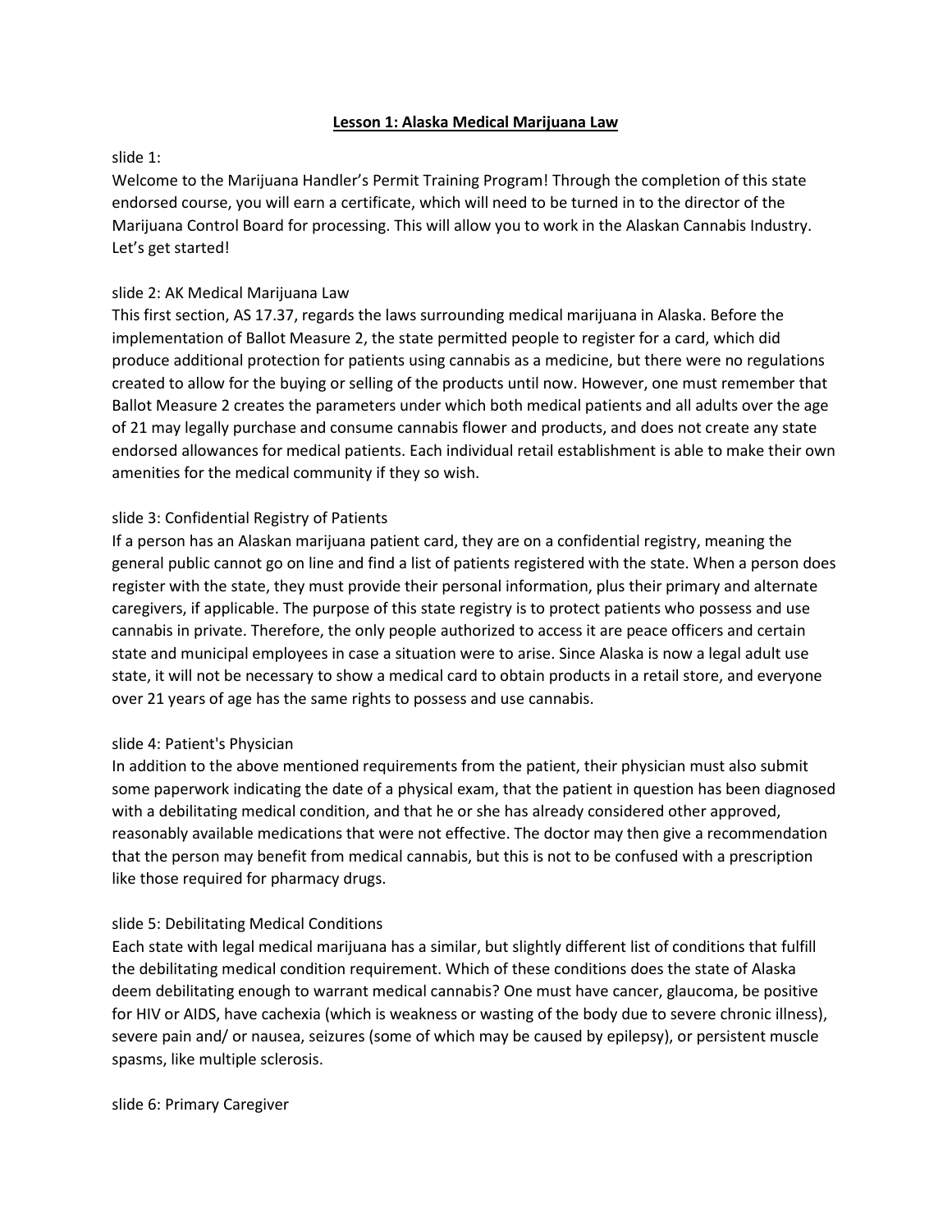# Lesson 1: Alaska Medical Marijuana Law

slide 1:
Welcome to the Marijuana Handler's Permit Training Program! Through the completion of this state endorsed course, you will earn a certificate, which will need to be turned in to the director of the Marijuana Control Board for processing. This will allow you to work in the Alaskan Cannabis Industry. Let's get started!

slide 2: AK Medical Marijuana Law
This first section, AS 17.37, regards the laws surrounding medical marijuana in Alaska. Before the implementation of Ballot Measure 2, the state permitted people to register for a card, which did produce additional protection for patients using cannabis as a medicine, but there were no regulations created to allow for the buying or selling of the products until now. However, one must remember that Ballot Measure 2 creates the parameters under which both medical patients and all adults over the age of 21 may legally purchase and consume cannabis flower and products, and does not create any state endorsed allowances for medical patients. Each individual retail establishment is able to make their own amenities for the medical community if they so wish.

slide 3: Confidential Registry of Patients
If a person has an Alaskan marijuana patient card, they are on a confidential registry, meaning the general public cannot go on line and find a list of patients registered with the state. When a person does register with the state, they must provide their personal information, plus their primary and alternate caregivers, if applicable. The purpose of this state registry is to protect patients who possess and use cannabis in private. Therefore, the only people authorized to access it are peace officers and certain state and municipal employees in case a situation were to arise. Since Alaska is now a legal adult use state, it will not be necessary to show a medical card to obtain products in a retail store, and everyone over 21 years of age has the same rights to possess and use cannabis.

slide 4: Patient's Physician
In addition to the above mentioned requirements from the patient, their physician must also submit some paperwork indicating the date of a physical exam, that the patient in question has been diagnosed with a debilitating medical condition, and that he or she has already considered other approved, reasonably available medications that were not effective. The doctor may then give a recommendation that the person may benefit from medical cannabis, but this is not to be confused with a prescription like those required for pharmacy drugs.

slide 5: Debilitating Medical Conditions
Each state with legal medical marijuana has a similar, but slightly different list of conditions that fulfill the debilitating medical condition requirement. Which of these conditions does the state of Alaska deem debilitating enough to warrant medical cannabis? One must have cancer, glaucoma, be positive for HIV or AIDS, have cachexia (which is weakness or wasting of the body due to severe chronic illness), severe pain and/ or nausea, seizures (some of which may be caused by epilepsy), or persistent muscle spasms, like multiple sclerosis.

slide 6: Primary Caregiver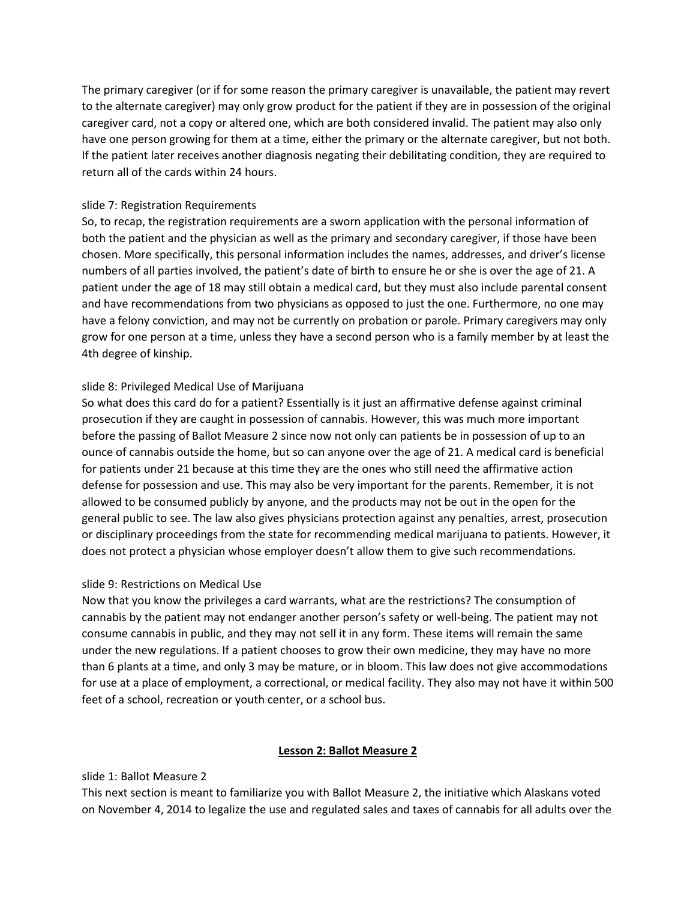The primary caregiver (or if for some reason the primary caregiver is unavailable, the patient may revert to the alternate caregiver) may only grow product for the patient if they are in possession of the original caregiver card, not a copy or altered one, which are both considered invalid. The patient may also only have one person growing for them at a time, either the primary or the alternate caregiver, but not both. If the patient later receives another diagnosis negating their debilitating condition, they are required to return all of the cards within 24 hours.

slide 7: Registration Requirements
So, to recap, the registration requirements are a sworn application with the personal information of both the patient and the physician as well as the primary and secondary caregiver, if those have been chosen. More specifically, this personal information includes the names, addresses, and driver's license numbers of all parties involved, the patient's date of birth to ensure he or she is over the age of 21. A patient under the age of 18 may still obtain a medical card, but they must also include parental consent and have recommendations from two physicians as opposed to just the one. Furthermore, no one may have a felony conviction, and may not be currently on probation or parole. Primary caregivers may only grow for one person at a time, unless they have a second person who is a family member by at least the 4th degree of kinship.

slide 8: Privileged Medical Use of Marijuana
So what does this card do for a patient? Essentially is it just an affirmative defense against criminal prosecution if they are caught in possession of cannabis. However, this was much more important before the passing of Ballot Measure 2 since now not only can patients be in possession of up to an ounce of cannabis outside the home, but so can anyone over the age of 21. A medical card is beneficial for patients under 21 because at this time they are the ones who still need the affirmative action defense for possession and use. This may also be very important for the parents. Remember, it is not allowed to be consumed publicly by anyone, and the products may not be out in the open for the general public to see. The law also gives physicians protection against any penalties, arrest, prosecution or disciplinary proceedings from the state for recommending medical marijuana to patients. However, it does not protect a physician whose employer doesn't allow them to give such recommendations.

slide 9: Restrictions on Medical Use
Now that you know the privileges a card warrants, what are the restrictions? The consumption of cannabis by the patient may not endanger another person's safety or well-being. The patient may not consume cannabis in public, and they may not sell it in any form. These items will remain the same under the new regulations. If a patient chooses to grow their own medicine, they may have no more than 6 plants at a time, and only 3 may be mature, or in bloom. This law does not give accommodations for use at a place of employment, a correctional, or medical facility. They also may not have it within 500 feet of a school, recreation or youth center, or a school bus.

## Lesson 2: Ballot Measure 2

slide 1: Ballot Measure 2
This next section is meant to familiarize you with Ballot Measure 2, the initiative which Alaskans voted on November 4, 2014 to legalize the use and regulated sales and taxes of cannabis for all adults over the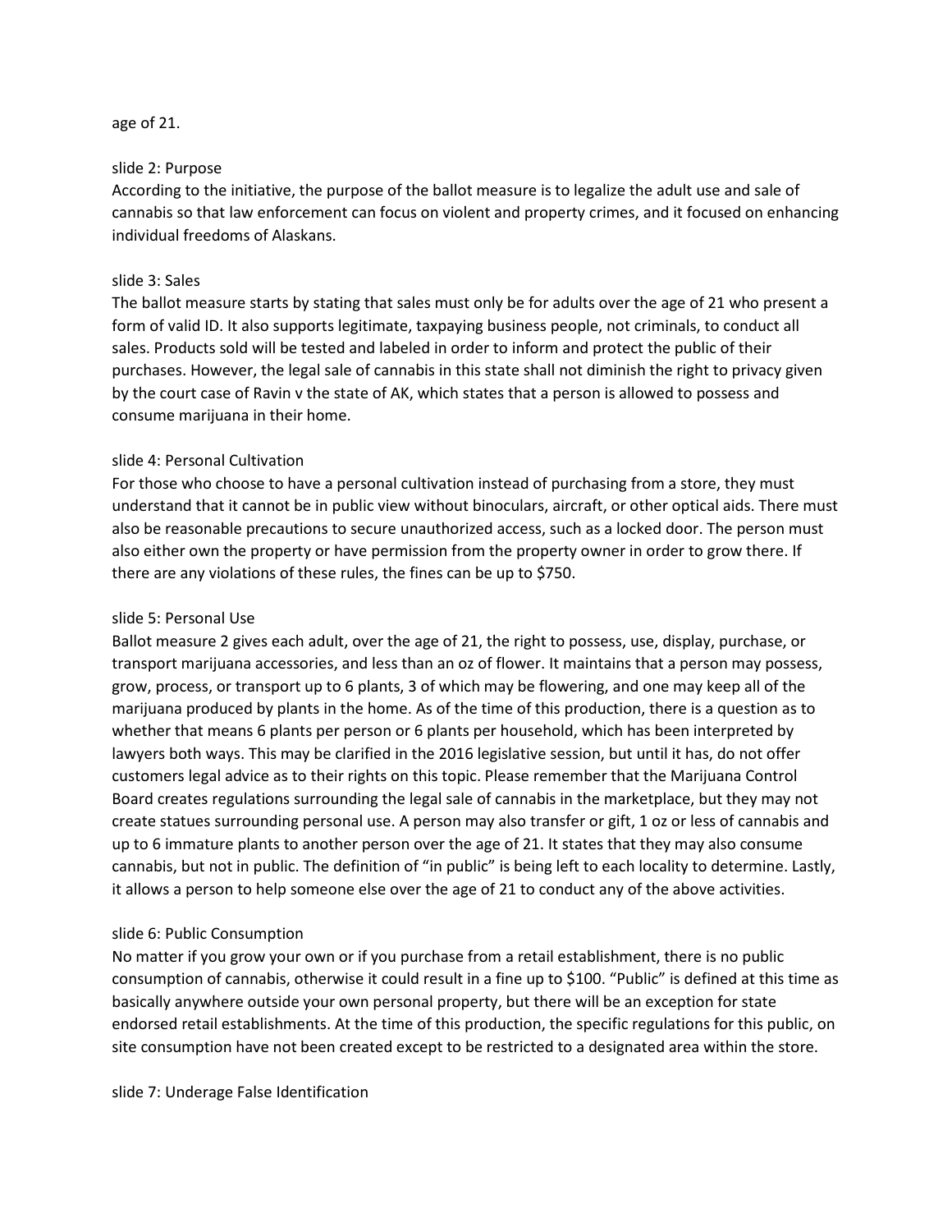age of 21.

slide 2: Purpose

According to the initiative, the purpose of the ballot measure is to legalize the adult use and sale of cannabis so that law enforcement can focus on violent and property crimes, and it focused on enhancing individual freedoms of Alaskans.

slide 3: Sales

The ballot measure starts by stating that sales must only be for adults over the age of 21 who present a form of valid ID. It also supports legitimate, taxpaying business people, not criminals, to conduct all sales. Products sold will be tested and labeled in order to inform and protect the public of their purchases. However, the legal sale of cannabis in this state shall not diminish the right to privacy given by the court case of Ravin v the state of AK, which states that a person is allowed to possess and consume marijuana in their home.

slide 4: Personal Cultivation

For those who choose to have a personal cultivation instead of purchasing from a store, they must understand that it cannot be in public view without binoculars, aircraft, or other optical aids. There must also be reasonable precautions to secure unauthorized access, such as a locked door. The person must also either own the property or have permission from the property owner in order to grow there. If there are any violations of these rules, the fines can be up to $750.

slide 5: Personal Use

Ballot measure 2 gives each adult, over the age of 21, the right to possess, use, display, purchase, or transport marijuana accessories, and less than an oz of flower. It maintains that a person may possess, grow, process, or transport up to 6 plants, 3 of which may be flowering, and one may keep all of the marijuana produced by plants in the home. As of the time of this production, there is a question as to whether that means 6 plants per person or 6 plants per household, which has been interpreted by lawyers both ways. This may be clarified in the 2016 legislative session, but until it has, do not offer customers legal advice as to their rights on this topic. Please remember that the Marijuana Control Board creates regulations surrounding the legal sale of cannabis in the marketplace, but they may not create statues surrounding personal use. A person may also transfer or gift, 1 oz or less of cannabis and up to 6 immature plants to another person over the age of 21. It states that they may also consume cannabis, but not in public. The definition of "in public" is being left to each locality to determine. Lastly, it allows a person to help someone else over the age of 21 to conduct any of the above activities.

slide 6: Public Consumption

No matter if you grow your own or if you purchase from a retail establishment, there is no public consumption of cannabis, otherwise it could result in a fine up to $100. "Public" is defined at this time as basically anywhere outside your own personal property, but there will be an exception for state endorsed retail establishments. At the time of this production, the specific regulations for this public, on site consumption have not been created except to be restricted to a designated area within the store.

slide 7: Underage False Identification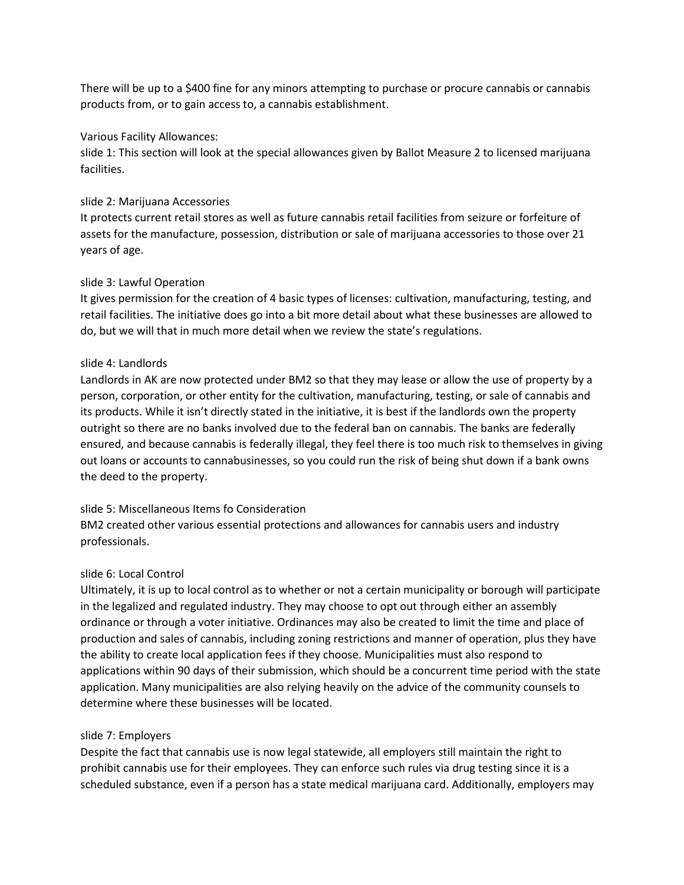There will be up to a $400 fine for any minors attempting to purchase or procure cannabis or cannabis products from, or to gain access to, a cannabis establishment.

Various Facility Allowances:

slide 1: This section will look at the special allowances given by Ballot Measure 2 to licensed marijuana facilities.

slide 2: Marijuana Accessories

It protects current retail stores as well as future cannabis retail facilities from seizure or forfeiture of assets for the manufacture, possession, distribution or sale of marijuana accessories to those over 21 years of age.

slide 3: Lawful Operation

It gives permission for the creation of 4 basic types of licenses: cultivation, manufacturing, testing, and retail facilities. The initiative does go into a bit more detail about what these businesses are allowed to do, but we will that in much more detail when we review the state's regulations.

slide 4: Landlords

Landlords in AK are now protected under BM2 so that they may lease or allow the use of property by a person, corporation, or other entity for the cultivation, manufacturing, testing, or sale of cannabis and its products. While it isn't directly stated in the initiative, it is best if the landlords own the property outright so there are no banks involved due to the federal ban on cannabis. The banks are federally ensured, and because cannabis is federally illegal, they feel there is too much risk to themselves in giving out loans or accounts to cannabusinesses, so you could run the risk of being shut down if a bank owns the deed to the property.

slide 5: Miscellaneous Items fo Consideration

BM2 created other various essential protections and allowances for cannabis users and industry professionals.

slide 6: Local Control

Ultimately, it is up to local control as to whether or not a certain municipality or borough will participate in the legalized and regulated industry. They may choose to opt out through either an assembly ordinance or through a voter initiative. Ordinances may also be created to limit the time and place of production and sales of cannabis, including zoning restrictions and manner of operation, plus they have the ability to create local application fees if they choose. Municipalities must also respond to applications within 90 days of their submission, which should be a concurrent time period with the state application. Many municipalities are also relying heavily on the advice of the community counsels to determine where these businesses will be located.

slide 7: Employers

Despite the fact that cannabis use is now legal statewide, all employers still maintain the right to prohibit cannabis use for their employees. They can enforce such rules via drug testing since it is a scheduled substance, even if a person has a state medical marijuana card. Additionally, employers may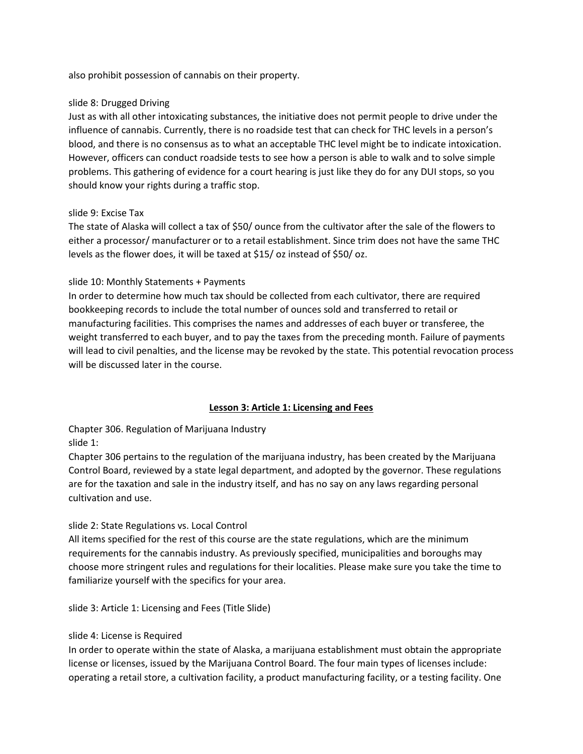also prohibit possession of cannabis on their property.

slide 8: Drugged Driving
Just as with all other intoxicating substances, the initiative does not permit people to drive under the influence of cannabis. Currently, there is no roadside test that can check for THC levels in a person's blood, and there is no consensus as to what an acceptable THC level might be to indicate intoxication. However, officers can conduct roadside tests to see how a person is able to walk and to solve simple problems. This gathering of evidence for a court hearing is just like they do for any DUI stops, so you should know your rights during a traffic stop.

slide 9: Excise Tax
The state of Alaska will collect a tax of $50/ ounce from the cultivator after the sale of the flowers to either a processor/ manufacturer or to a retail establishment. Since trim does not have the same THC levels as the flower does, it will be taxed at $15/ oz instead of $50/ oz.

slide 10: Monthly Statements + Payments
In order to determine how much tax should be collected from each cultivator, there are required bookkeeping records to include the total number of ounces sold and transferred to retail or manufacturing facilities. This comprises the names and addresses of each buyer or transferee, the weight transferred to each buyer, and to pay the taxes from the preceding month. Failure of payments will lead to civil penalties, and the license may be revoked by the state. This potential revocation process will be discussed later in the course.

## **<u>Lesson 3: Article 1: Licensing and Fees</u>**

Chapter 306. Regulation of Marijuana Industry
slide 1:
Chapter 306 pertains to the regulation of the marijuana industry, has been created by the Marijuana Control Board, reviewed by a state legal department, and adopted by the governor. These regulations are for the taxation and sale in the industry itself, and has no say on any laws regarding personal cultivation and use.

slide 2: State Regulations vs. Local Control
All items specified for the rest of this course are the state regulations, which are the minimum requirements for the cannabis industry. As previously specified, municipalities and boroughs may choose more stringent rules and regulations for their localities. Please make sure you take the time to familiarize yourself with the specifics for your area.

slide 3: Article 1: Licensing and Fees (Title Slide)

slide 4: License is Required
In order to operate within the state of Alaska, a marijuana establishment must obtain the appropriate license or licenses, issued by the Marijuana Control Board. The four main types of licenses include: operating a retail store, a cultivation facility, a product manufacturing facility, or a testing facility. One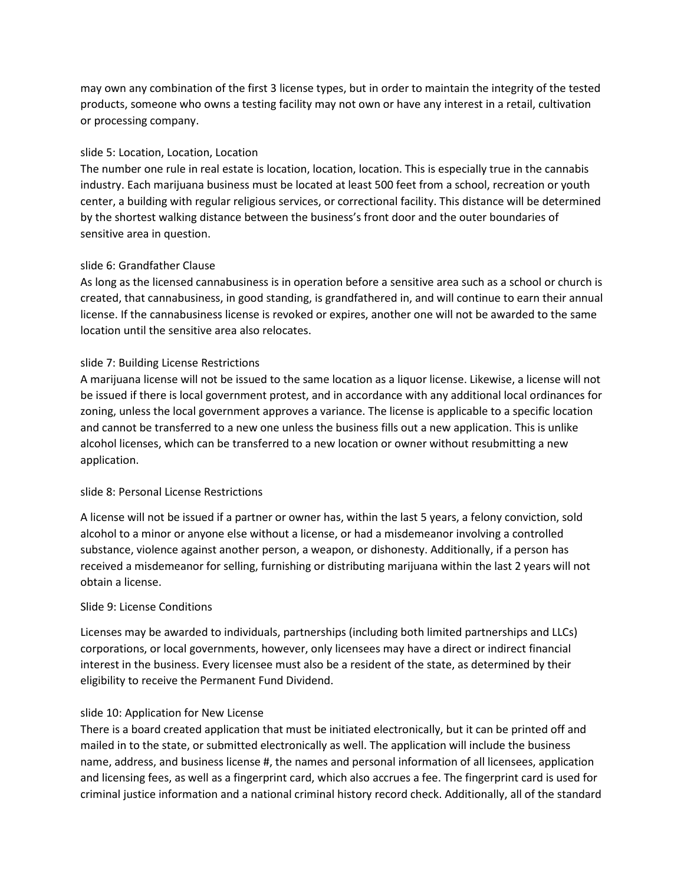may own any combination of the first 3 license types, but in order to maintain the integrity of the tested products, someone who owns a testing facility may not own or have any interest in a retail, cultivation or processing company.

slide 5: Location, Location, Location

The number one rule in real estate is location, location, location. This is especially true in the cannabis industry. Each marijuana business must be located at least 500 feet from a school, recreation or youth center, a building with regular religious services, or correctional facility. This distance will be determined by the shortest walking distance between the business's front door and the outer boundaries of sensitive area in question.

slide 6: Grandfather Clause

As long as the licensed cannabusiness is in operation before a sensitive area such as a school or church is created, that cannabusiness, in good standing, is grandfathered in, and will continue to earn their annual license. If the cannabusiness license is revoked or expires, another one will not be awarded to the same location until the sensitive area also relocates.

slide 7: Building License Restrictions

A marijuana license will not be issued to the same location as a liquor license. Likewise, a license will not be issued if there is local government protest, and in accordance with any additional local ordinances for zoning, unless the local government approves a variance. The license is applicable to a specific location and cannot be transferred to a new one unless the business fills out a new application. This is unlike alcohol licenses, which can be transferred to a new location or owner without resubmitting a new application.

slide 8: Personal License Restrictions

A license will not be issued if a partner or owner has, within the last 5 years, a felony conviction, sold alcohol to a minor or anyone else without a license, or had a misdemeanor involving a controlled substance, violence against another person, a weapon, or dishonesty. Additionally, if a person has received a misdemeanor for selling, furnishing or distributing marijuana within the last 2 years will not obtain a license.

Slide 9: License Conditions

Licenses may be awarded to individuals, partnerships (including both limited partnerships and LLCs) corporations, or local governments, however, only licensees may have a direct or indirect financial interest in the business. Every licensee must also be a resident of the state, as determined by their eligibility to receive the Permanent Fund Dividend.

slide 10: Application for New License

There is a board created application that must be initiated electronically, but it can be printed off and mailed in to the state, or submitted electronically as well. The application will include the business name, address, and business license #, the names and personal information of all licensees, application and licensing fees, as well as a fingerprint card, which also accrues a fee. The fingerprint card is used for criminal justice information and a national criminal history record check. Additionally, all of the standard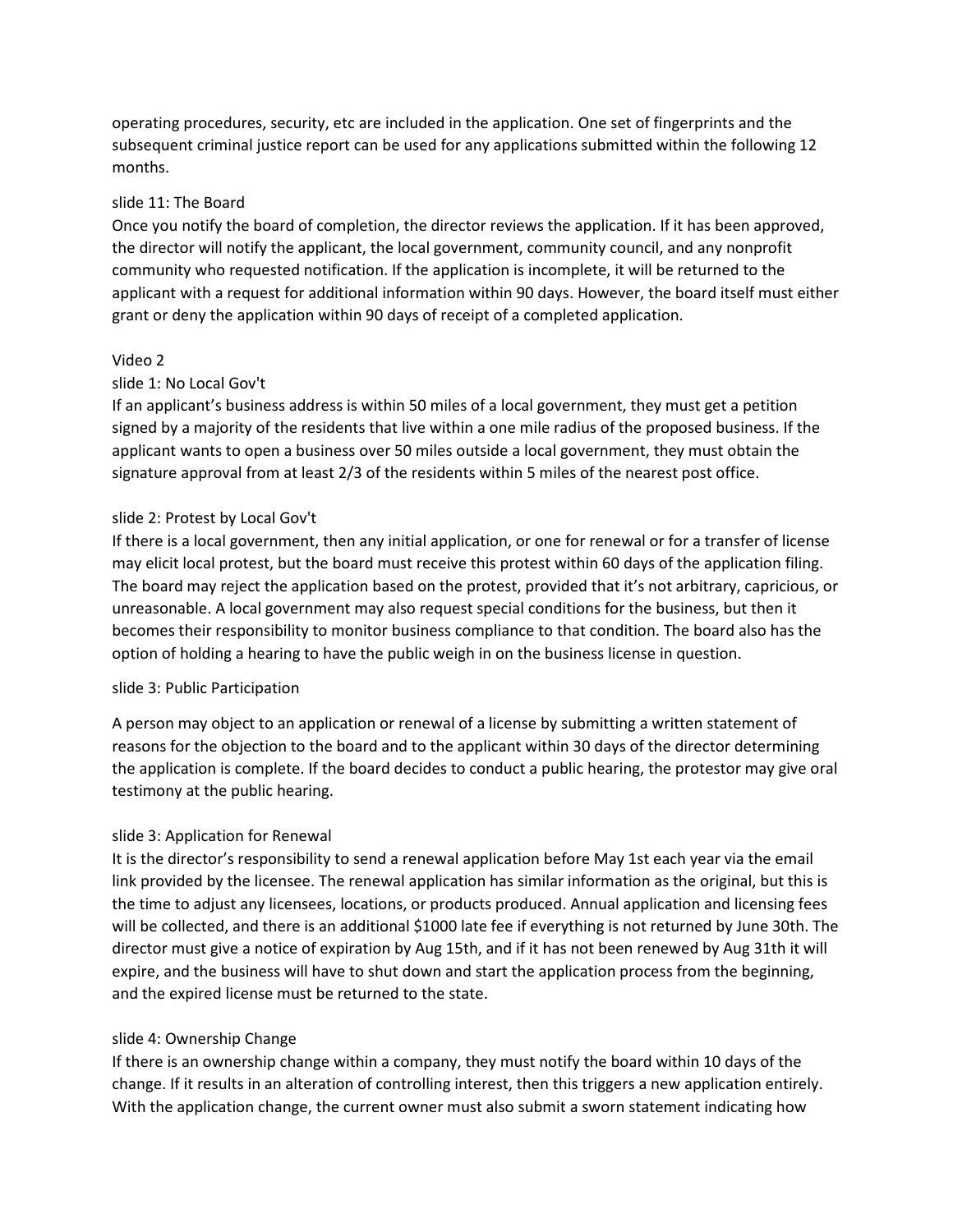operating procedures, security, etc are included in the application. One set of fingerprints and the subsequent criminal justice report can be used for any applications submitted within the following 12 months.

slide 11: The Board

Once you notify the board of completion, the director reviews the application. If it has been approved, the director will notify the applicant, the local government, community council, and any nonprofit community who requested notification. If the application is incomplete, it will be returned to the applicant with a request for additional information within 90 days. However, the board itself must either grant or deny the application within 90 days of receipt of a completed application.

Video 2

slide 1: No Local Gov't

If an applicant's business address is within 50 miles of a local government, they must get a petition signed by a majority of the residents that live within a one mile radius of the proposed business. If the applicant wants to open a business over 50 miles outside a local government, they must obtain the signature approval from at least 2/3 of the residents within 5 miles of the nearest post office.

slide 2: Protest by Local Gov't

If there is a local government, then any initial application, or one for renewal or for a transfer of license may elicit local protest, but the board must receive this protest within 60 days of the application filing. The board may reject the application based on the protest, provided that it's not arbitrary, capricious, or unreasonable. A local government may also request special conditions for the business, but then it becomes their responsibility to monitor business compliance to that condition. The board also has the option of holding a hearing to have the public weigh in on the business license in question.

slide 3: Public Participation

A person may object to an application or renewal of a license by submitting a written statement of reasons for the objection to the board and to the applicant within 30 days of the director determining the application is complete. If the board decides to conduct a public hearing, the protestor may give oral testimony at the public hearing.

slide 3: Application for Renewal

It is the director's responsibility to send a renewal application before May 1st each year via the email link provided by the licensee. The renewal application has similar information as the original, but this is the time to adjust any licensees, locations, or products produced. Annual application and licensing fees will be collected, and there is an additional $1000 late fee if everything is not returned by June 30th. The director must give a notice of expiration by Aug 15th, and if it has not been renewed by Aug 31th it will expire, and the business will have to shut down and start the application process from the beginning, and the expired license must be returned to the state.

slide 4: Ownership Change

If there is an ownership change within a company, they must notify the board within 10 days of the change. If it results in an alteration of controlling interest, then this triggers a new application entirely. With the application change, the current owner must also submit a sworn statement indicating how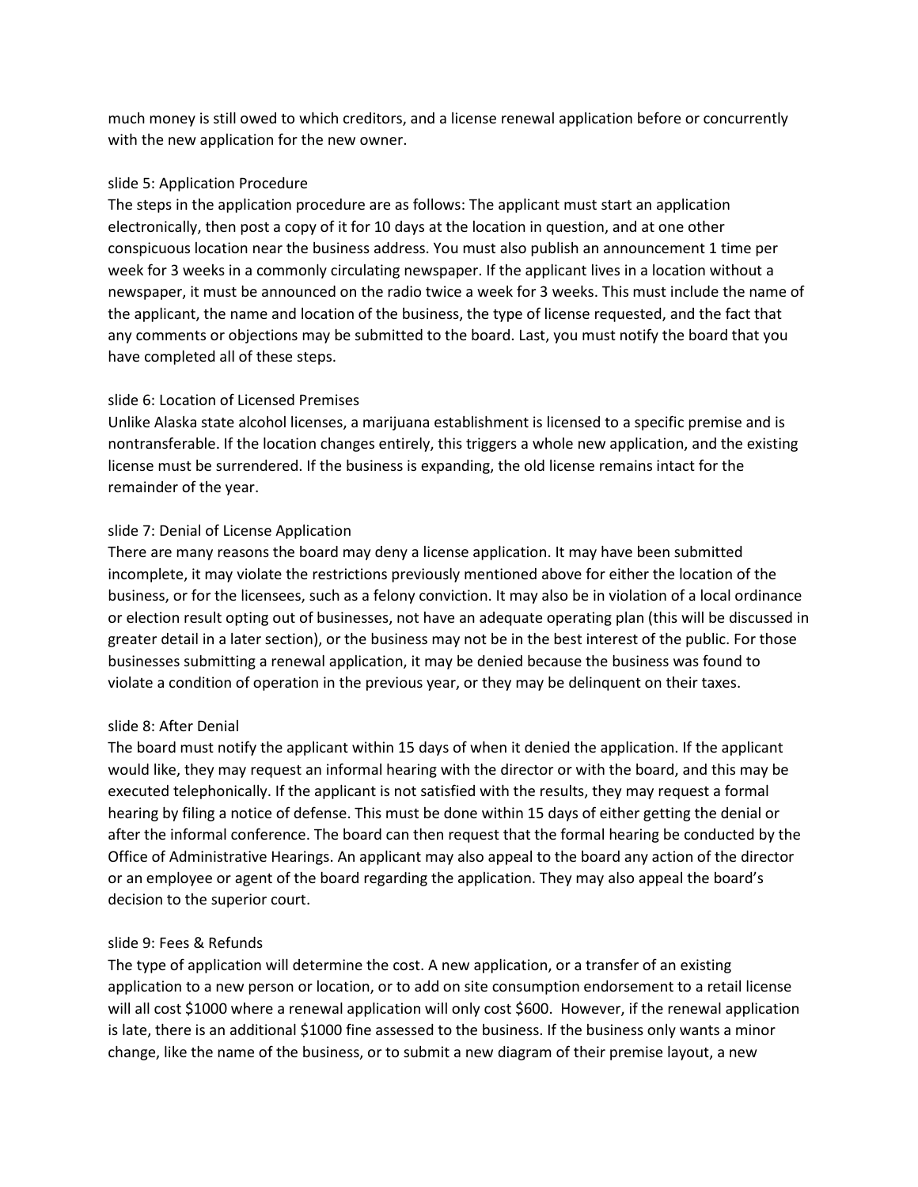much money is still owed to which creditors, and a license renewal application before or concurrently with the new application for the new owner.

slide 5: Application Procedure

The steps in the application procedure are as follows: The applicant must start an application electronically, then post a copy of it for 10 days at the location in question, and at one other conspicuous location near the business address. You must also publish an announcement 1 time per week for 3 weeks in a commonly circulating newspaper. If the applicant lives in a location without a newspaper, it must be announced on the radio twice a week for 3 weeks. This must include the name of the applicant, the name and location of the business, the type of license requested, and the fact that any comments or objections may be submitted to the board. Last, you must notify the board that you have completed all of these steps.

slide 6: Location of Licensed Premises

Unlike Alaska state alcohol licenses, a marijuana establishment is licensed to a specific premise and is nontransferable. If the location changes entirely, this triggers a whole new application, and the existing license must be surrendered. If the business is expanding, the old license remains intact for the remainder of the year.

slide 7: Denial of License Application

There are many reasons the board may deny a license application. It may have been submitted incomplete, it may violate the restrictions previously mentioned above for either the location of the business, or for the licensees, such as a felony conviction. It may also be in violation of a local ordinance or election result opting out of businesses, not have an adequate operating plan (this will be discussed in greater detail in a later section), or the business may not be in the best interest of the public. For those businesses submitting a renewal application, it may be denied because the business was found to violate a condition of operation in the previous year, or they may be delinquent on their taxes.

slide 8: After Denial

The board must notify the applicant within 15 days of when it denied the application. If the applicant would like, they may request an informal hearing with the director or with the board, and this may be executed telephonically. If the applicant is not satisfied with the results, they may request a formal hearing by filing a notice of defense. This must be done within 15 days of either getting the denial or after the informal conference. The board can then request that the formal hearing be conducted by the Office of Administrative Hearings. An applicant may also appeal to the board any action of the director or an employee or agent of the board regarding the application. They may also appeal the board's decision to the superior court.

slide 9: Fees & Refunds

The type of application will determine the cost. A new application, or a transfer of an existing application to a new person or location, or to add on site consumption endorsement to a retail license will all cost $1000 where a renewal application will only cost $600. However, if the renewal application is late, there is an additional $1000 fine assessed to the business. If the business only wants a minor change, like the name of the business, or to submit a new diagram of their premise layout, a new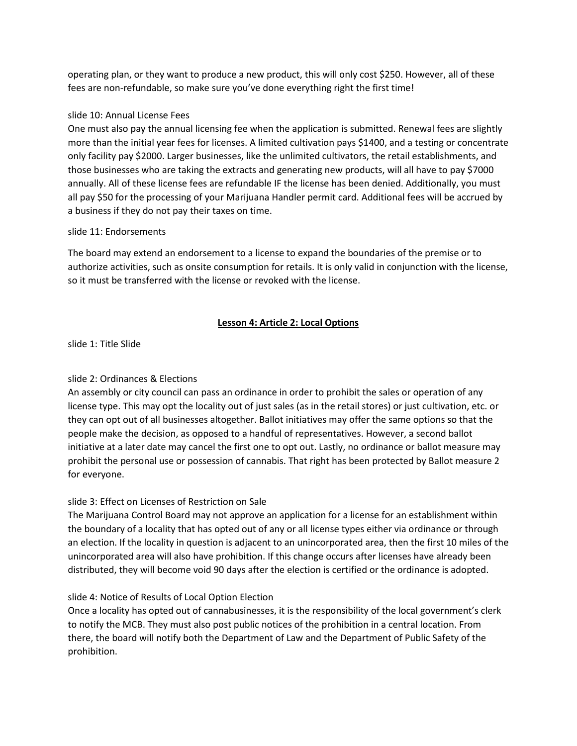operating plan, or they want to produce a new product, this will only cost $250. However, all of these fees are non-refundable, so make sure you've done everything right the first time!

slide 10: Annual License Fees

One must also pay the annual licensing fee when the application is submitted. Renewal fees are slightly more than the initial year fees for licenses. A limited cultivation pays $1400, and a testing or concentrate only facility pay $2000. Larger businesses, like the unlimited cultivators, the retail establishments, and those businesses who are taking the extracts and generating new products, will all have to pay $7000 annually. All of these license fees are refundable IF the license has been denied. Additionally, you must all pay $50 for the processing of your Marijuana Handler permit card. Additional fees will be accrued by a business if they do not pay their taxes on time.

slide 11: Endorsements

The board may extend an endorsement to a license to expand the boundaries of the premise or to authorize activities, such as onsite consumption for retails. It is only valid in conjunction with the license, so it must be transferred with the license or revoked with the license.

## Lesson 4: Article 2: Local Options

slide 1: Title Slide

slide 2: Ordinances & Elections

An assembly or city council can pass an ordinance in order to prohibit the sales or operation of any license type. This may opt the locality out of just sales (as in the retail stores) or just cultivation, etc. or they can opt out of all businesses altogether. Ballot initiatives may offer the same options so that the people make the decision, as opposed to a handful of representatives. However, a second ballot initiative at a later date may cancel the first one to opt out. Lastly, no ordinance or ballot measure may prohibit the personal use or possession of cannabis. That right has been protected by Ballot measure 2 for everyone.

slide 3: Effect on Licenses of Restriction on Sale

The Marijuana Control Board may not approve an application for a license for an establishment within the boundary of a locality that has opted out of any or all license types either via ordinance or through an election. If the locality in question is adjacent to an unincorporated area, then the first 10 miles of the unincorporated area will also have prohibition. If this change occurs after licenses have already been distributed, they will become void 90 days after the election is certified or the ordinance is adopted.

slide 4: Notice of Results of Local Option Election

Once a locality has opted out of cannabusinesses, it is the responsibility of the local government's clerk to notify the MCB. They must also post public notices of the prohibition in a central location. From there, the board will notify both the Department of Law and the Department of Public Safety of the prohibition.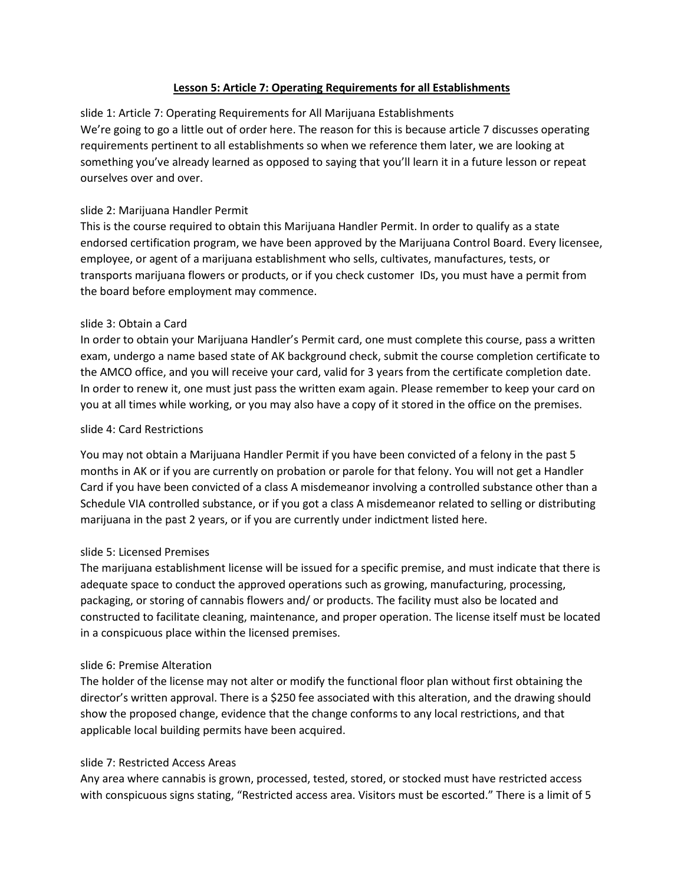## Lesson 5: Article 7: Operating Requirements for all Establishments

slide 1: Article 7: Operating Requirements for All Marijuana Establishments
We're going to go a little out of order here. The reason for this is because article 7 discusses operating requirements pertinent to all establishments so when we reference them later, we are looking at something you've already learned as opposed to saying that you'll learn it in a future lesson or repeat ourselves over and over.

slide 2: Marijuana Handler Permit
This is the course required to obtain this Marijuana Handler Permit. In order to qualify as a state endorsed certification program, we have been approved by the Marijuana Control Board. Every licensee, employee, or agent of a marijuana establishment who sells, cultivates, manufactures, tests, or transports marijuana flowers or products, or if you check customer IDs, you must have a permit from the board before employment may commence.

slide 3: Obtain a Card
In order to obtain your Marijuana Handler's Permit card, one must complete this course, pass a written exam, undergo a name based state of AK background check, submit the course completion certificate to the AMCO office, and you will receive your card, valid for 3 years from the certificate completion date. In order to renew it, one must just pass the written exam again. Please remember to keep your card on you at all times while working, or you may also have a copy of it stored in the office on the premises.

slide 4: Card Restrictions

You may not obtain a Marijuana Handler Permit if you have been convicted of a felony in the past 5 months in AK or if you are currently on probation or parole for that felony. You will not get a Handler Card if you have been convicted of a class A misdemeanor involving a controlled substance other than a Schedule VIA controlled substance, or if you got a class A misdemeanor related to selling or distributing marijuana in the past 2 years, or if you are currently under indictment listed here.

slide 5: Licensed Premises
The marijuana establishment license will be issued for a specific premise, and must indicate that there is adequate space to conduct the approved operations such as growing, manufacturing, processing, packaging, or storing of cannabis flowers and/ or products. The facility must also be located and constructed to facilitate cleaning, maintenance, and proper operation. The license itself must be located in a conspicuous place within the licensed premises.

slide 6: Premise Alteration
The holder of the license may not alter or modify the functional floor plan without first obtaining the director's written approval. There is a $250 fee associated with this alteration, and the drawing should show the proposed change, evidence that the change conforms to any local restrictions, and that applicable local building permits have been acquired.

slide 7: Restricted Access Areas
Any area where cannabis is grown, processed, tested, stored, or stocked must have restricted access with conspicuous signs stating, "Restricted access area. Visitors must be escorted." There is a limit of 5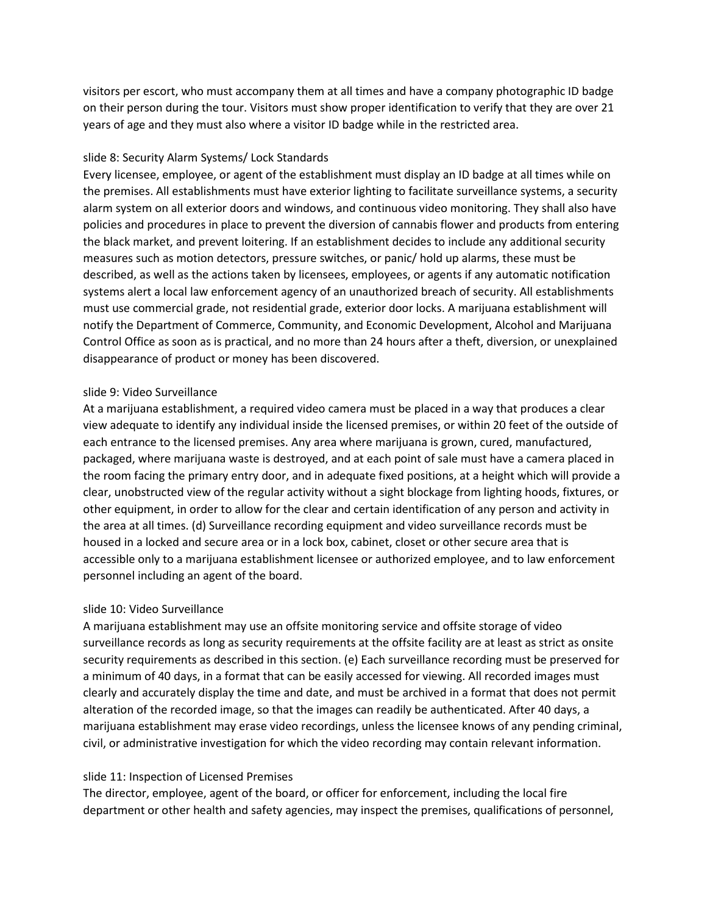visitors per escort, who must accompany them at all times and have a company photographic ID badge on their person during the tour. Visitors must show proper identification to verify that they are over 21 years of age and they must also where a visitor ID badge while in the restricted area.

slide 8: Security Alarm Systems/ Lock Standards

Every licensee, employee, or agent of the establishment must display an ID badge at all times while on the premises. All establishments must have exterior lighting to facilitate surveillance systems, a security alarm system on all exterior doors and windows, and continuous video monitoring. They shall also have policies and procedures in place to prevent the diversion of cannabis flower and products from entering the black market, and prevent loitering. If an establishment decides to include any additional security measures such as motion detectors, pressure switches, or panic/ hold up alarms, these must be described, as well as the actions taken by licensees, employees, or agents if any automatic notification systems alert a local law enforcement agency of an unauthorized breach of security. All establishments must use commercial grade, not residential grade, exterior door locks. A marijuana establishment will notify the Department of Commerce, Community, and Economic Development, Alcohol and Marijuana Control Office as soon as is practical, and no more than 24 hours after a theft, diversion, or unexplained disappearance of product or money has been discovered.

slide 9: Video Surveillance

At a marijuana establishment, a required video camera must be placed in a way that produces a clear view adequate to identify any individual inside the licensed premises, or within 20 feet of the outside of each entrance to the licensed premises. Any area where marijuana is grown, cured, manufactured, packaged, where marijuana waste is destroyed, and at each point of sale must have a camera placed in the room facing the primary entry door, and in adequate fixed positions, at a height which will provide a clear, unobstructed view of the regular activity without a sight blockage from lighting hoods, fixtures, or other equipment, in order to allow for the clear and certain identification of any person and activity in the area at all times. (d) Surveillance recording equipment and video surveillance records must be housed in a locked and secure area or in a lock box, cabinet, closet or other secure area that is accessible only to a marijuana establishment licensee or authorized employee, and to law enforcement personnel including an agent of the board.

slide 10: Video Surveillance

A marijuana establishment may use an offsite monitoring service and offsite storage of video surveillance records as long as security requirements at the offsite facility are at least as strict as onsite security requirements as described in this section. (e) Each surveillance recording must be preserved for a minimum of 40 days, in a format that can be easily accessed for viewing. All recorded images must clearly and accurately display the time and date, and must be archived in a format that does not permit alteration of the recorded image, so that the images can readily be authenticated. After 40 days, a marijuana establishment may erase video recordings, unless the licensee knows of any pending criminal, civil, or administrative investigation for which the video recording may contain relevant information.

slide 11: Inspection of Licensed Premises

The director, employee, agent of the board, or officer for enforcement, including the local fire department or other health and safety agencies, may inspect the premises, qualifications of personnel,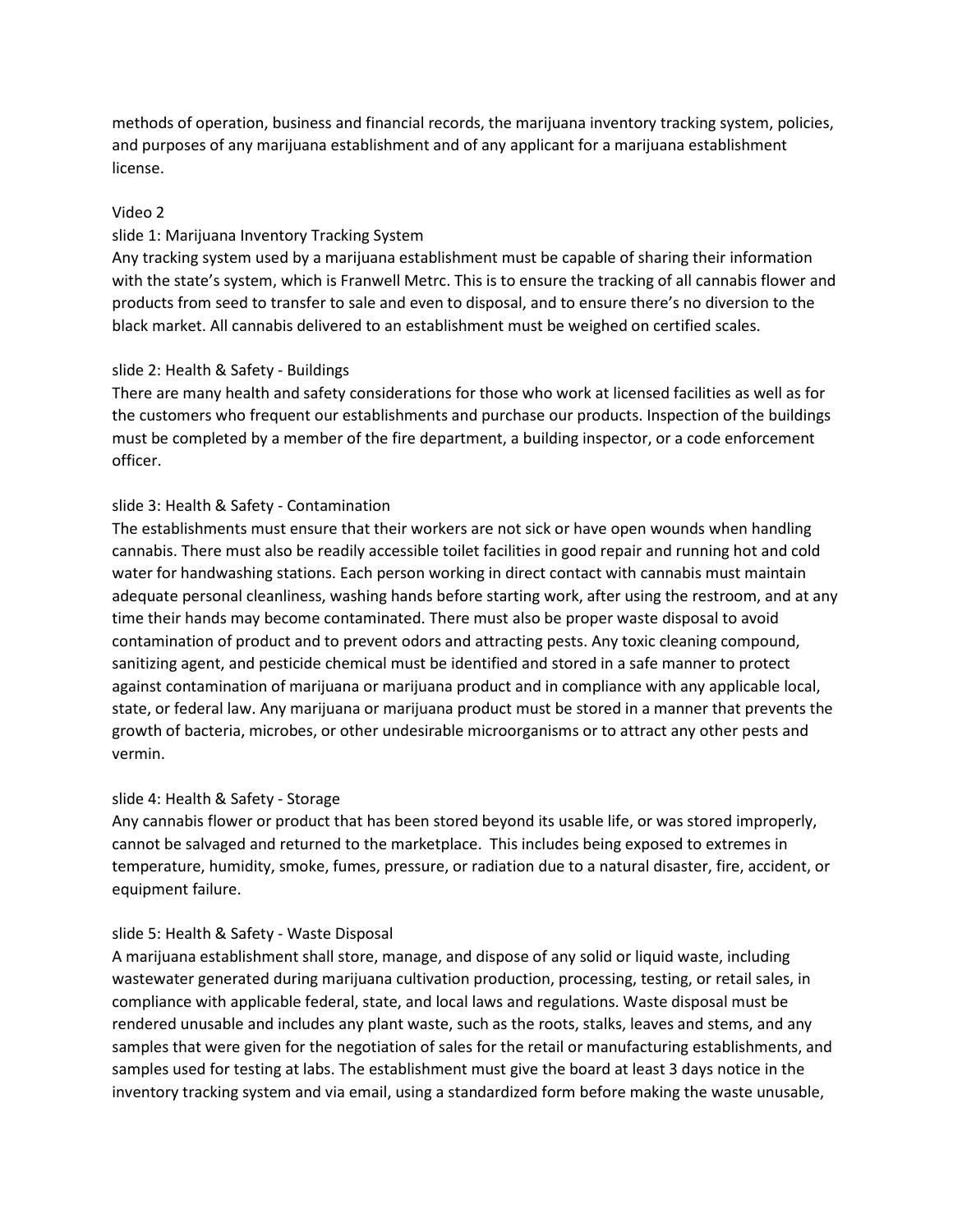methods of operation, business and financial records, the marijuana inventory tracking system, policies, and purposes of any marijuana establishment and of any applicant for a marijuana establishment license.

Video 2

slide 1: Marijuana Inventory Tracking System

Any tracking system used by a marijuana establishment must be capable of sharing their information with the state's system, which is Franwell Metrc. This is to ensure the tracking of all cannabis flower and products from seed to transfer to sale and even to disposal, and to ensure there's no diversion to the black market. All cannabis delivered to an establishment must be weighed on certified scales.

slide 2: Health & Safety - Buildings

There are many health and safety considerations for those who work at licensed facilities as well as for the customers who frequent our establishments and purchase our products. Inspection of the buildings must be completed by a member of the fire department, a building inspector, or a code enforcement officer.

slide 3: Health & Safety - Contamination

The establishments must ensure that their workers are not sick or have open wounds when handling cannabis. There must also be readily accessible toilet facilities in good repair and running hot and cold water for handwashing stations. Each person working in direct contact with cannabis must maintain adequate personal cleanliness, washing hands before starting work, after using the restroom, and at any time their hands may become contaminated. There must also be proper waste disposal to avoid contamination of product and to prevent odors and attracting pests. Any toxic cleaning compound, sanitizing agent, and pesticide chemical must be identified and stored in a safe manner to protect against contamination of marijuana or marijuana product and in compliance with any applicable local, state, or federal law. Any marijuana or marijuana product must be stored in a manner that prevents the growth of bacteria, microbes, or other undesirable microorganisms or to attract any other pests and vermin.

slide 4: Health & Safety - Storage

Any cannabis flower or product that has been stored beyond its usable life, or was stored improperly, cannot be salvaged and returned to the marketplace. This includes being exposed to extremes in temperature, humidity, smoke, fumes, pressure, or radiation due to a natural disaster, fire, accident, or equipment failure.

slide 5: Health & Safety - Waste Disposal

A marijuana establishment shall store, manage, and dispose of any solid or liquid waste, including wastewater generated during marijuana cultivation production, processing, testing, or retail sales, in compliance with applicable federal, state, and local laws and regulations. Waste disposal must be rendered unusable and includes any plant waste, such as the roots, stalks, leaves and stems, and any samples that were given for the negotiation of sales for the retail or manufacturing establishments, and samples used for testing at labs. The establishment must give the board at least 3 days notice in the inventory tracking system and via email, using a standardized form before making the waste unusable,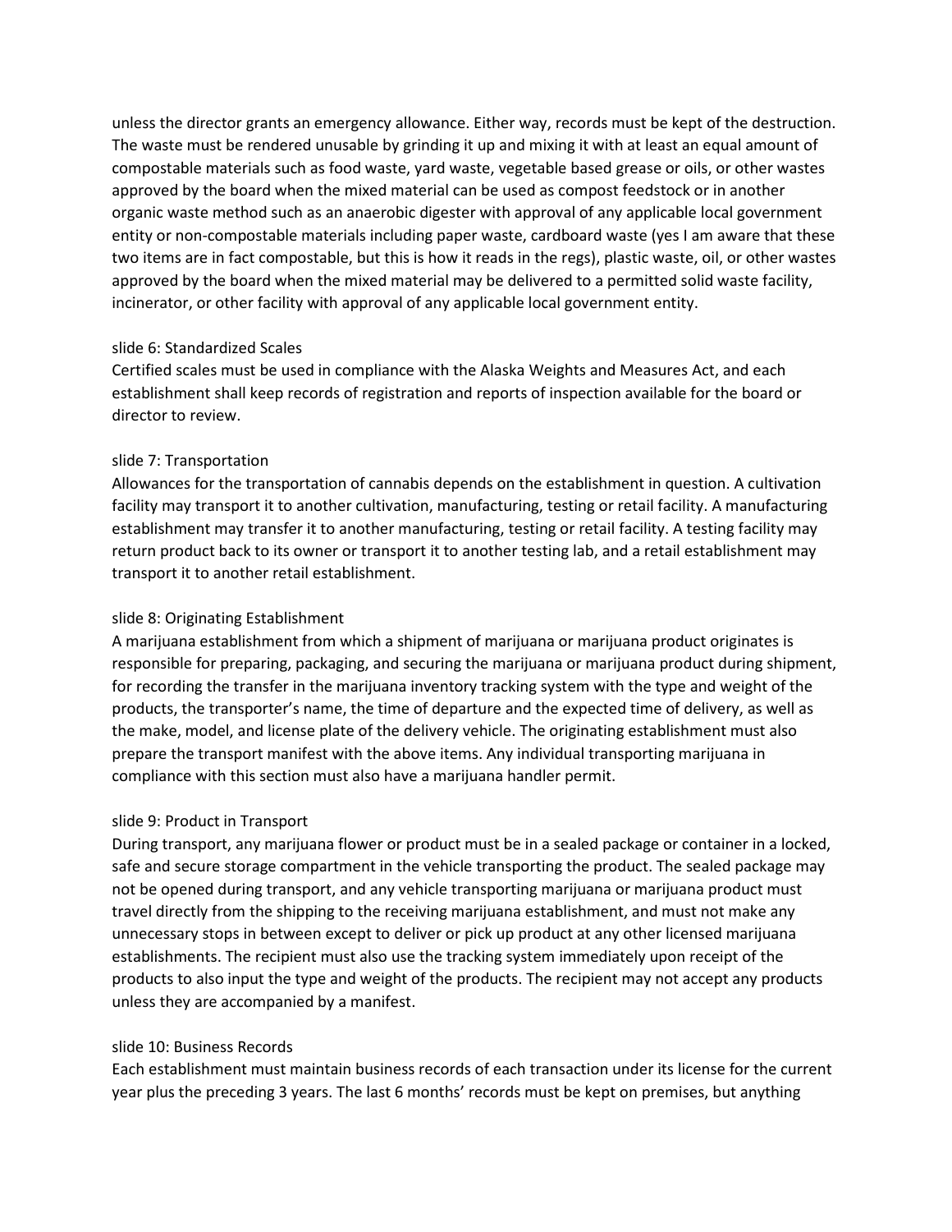unless the director grants an emergency allowance. Either way, records must be kept of the destruction. The waste must be rendered unusable by grinding it up and mixing it with at least an equal amount of compostable materials such as food waste, yard waste, vegetable based grease or oils, or other wastes approved by the board when the mixed material can be used as compost feedstock or in another organic waste method such as an anaerobic digester with approval of any applicable local government entity or non-compostable materials including paper waste, cardboard waste (yes I am aware that these two items are in fact compostable, but this is how it reads in the regs), plastic waste, oil, or other wastes approved by the board when the mixed material may be delivered to a permitted solid waste facility, incinerator, or other facility with approval of any applicable local government entity.

slide 6: Standardized Scales
Certified scales must be used in compliance with the Alaska Weights and Measures Act, and each establishment shall keep records of registration and reports of inspection available for the board or director to review.

slide 7: Transportation
Allowances for the transportation of cannabis depends on the establishment in question. A cultivation facility may transport it to another cultivation, manufacturing, testing or retail facility. A manufacturing establishment may transfer it to another manufacturing, testing or retail facility. A testing facility may return product back to its owner or transport it to another testing lab, and a retail establishment may transport it to another retail establishment.

slide 8: Originating Establishment
A marijuana establishment from which a shipment of marijuana or marijuana product originates is responsible for preparing, packaging, and securing the marijuana or marijuana product during shipment, for recording the transfer in the marijuana inventory tracking system with the type and weight of the products, the transporter's name, the time of departure and the expected time of delivery, as well as the make, model, and license plate of the delivery vehicle. The originating establishment must also prepare the transport manifest with the above items. Any individual transporting marijuana in compliance with this section must also have a marijuana handler permit.

slide 9: Product in Transport
During transport, any marijuana flower or product must be in a sealed package or container in a locked, safe and secure storage compartment in the vehicle transporting the product. The sealed package may not be opened during transport, and any vehicle transporting marijuana or marijuana product must travel directly from the shipping to the receiving marijuana establishment, and must not make any unnecessary stops in between except to deliver or pick up product at any other licensed marijuana establishments. The recipient must also use the tracking system immediately upon receipt of the products to also input the type and weight of the products. The recipient may not accept any products unless they are accompanied by a manifest.

slide 10: Business Records
Each establishment must maintain business records of each transaction under its license for the current year plus the preceding 3 years. The last 6 months' records must be kept on premises, but anything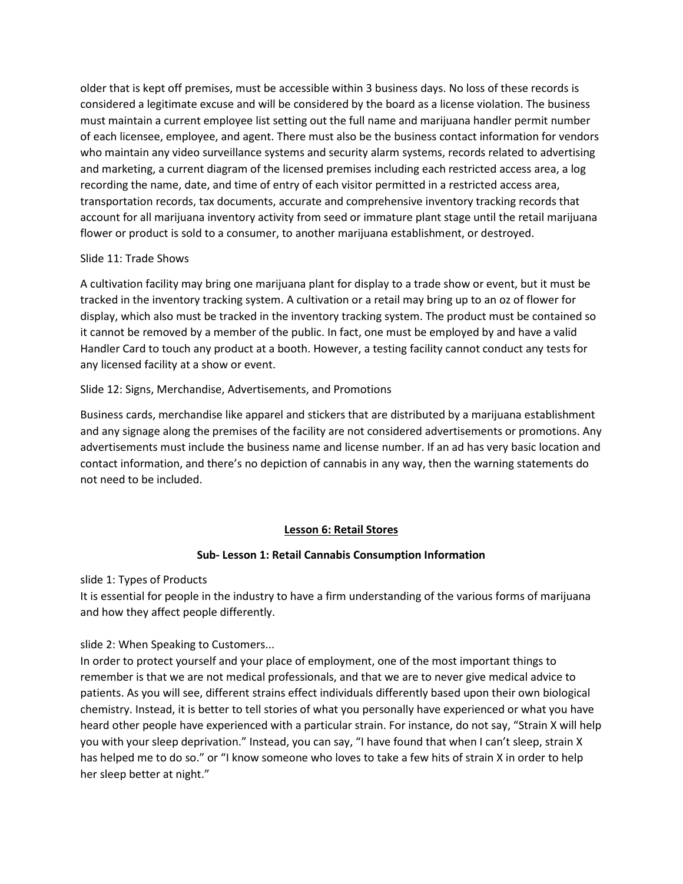older that is kept off premises, must be accessible within 3 business days. No loss of these records is considered a legitimate excuse and will be considered by the board as a license violation. The business must maintain a current employee list setting out the full name and marijuana handler permit number of each licensee, employee, and agent. There must also be the business contact information for vendors who maintain any video surveillance systems and security alarm systems, records related to advertising and marketing, a current diagram of the licensed premises including each restricted access area, a log recording the name, date, and time of entry of each visitor permitted in a restricted access area, transportation records, tax documents, accurate and comprehensive inventory tracking records that account for all marijuana inventory activity from seed or immature plant stage until the retail marijuana flower or product is sold to a consumer, to another marijuana establishment, or destroyed.

Slide 11: Trade Shows

A cultivation facility may bring one marijuana plant for display to a trade show or event, but it must be tracked in the inventory tracking system. A cultivation or a retail may bring up to an oz of flower for display, which also must be tracked in the inventory tracking system. The product must be contained so it cannot be removed by a member of the public. In fact, one must be employed by and have a valid Handler Card to touch any product at a booth. However, a testing facility cannot conduct any tests for any licensed facility at a show or event.

Slide 12: Signs, Merchandise, Advertisements, and Promotions

Business cards, merchandise like apparel and stickers that are distributed by a marijuana establishment and any signage along the premises of the facility are not considered advertisements or promotions. Any advertisements must include the business name and license number. If an ad has very basic location and contact information, and there's no depiction of cannabis in any way, then the warning statements do not need to be included.

## Lesson 6: Retail Stores

### Sub- Lesson 1: Retail Cannabis Consumption Information

slide 1: Types of Products
It is essential for people in the industry to have a firm understanding of the various forms of marijuana and how they affect people differently.

slide 2: When Speaking to Customers...
In order to protect yourself and your place of employment, one of the most important things to remember is that we are not medical professionals, and that we are to never give medical advice to patients. As you will see, different strains effect individuals differently based upon their own biological chemistry. Instead, it is better to tell stories of what you personally have experienced or what you have heard other people have experienced with a particular strain. For instance, do not say, "Strain X will help you with your sleep deprivation." Instead, you can say, "I have found that when I can't sleep, strain X has helped me to do so." or "I know someone who loves to take a few hits of strain X in order to help her sleep better at night."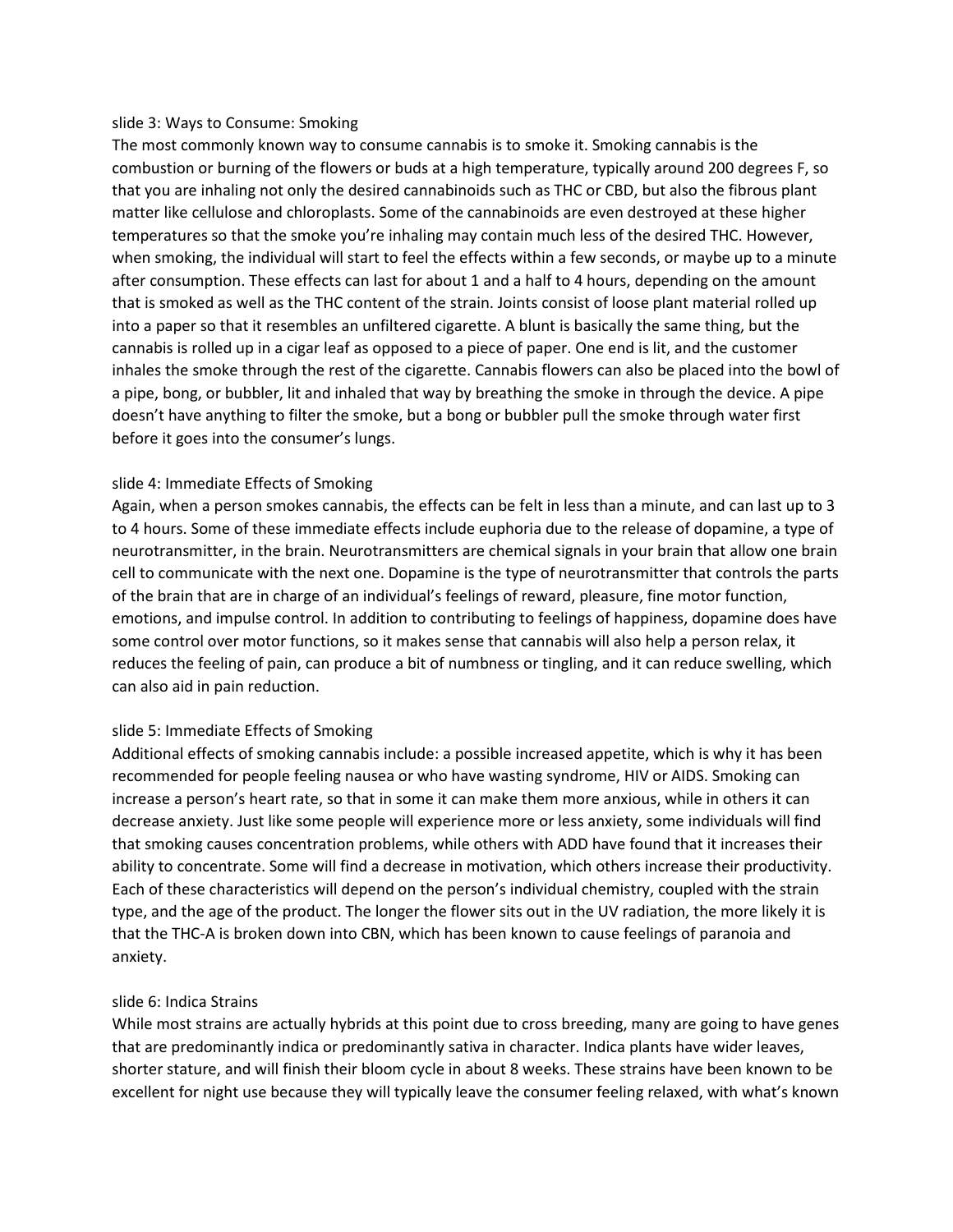slide 3: Ways to Consume: Smoking

The most commonly known way to consume cannabis is to smoke it. Smoking cannabis is the combustion or burning of the flowers or buds at a high temperature, typically around 200 degrees F, so that you are inhaling not only the desired cannabinoids such as THC or CBD, but also the fibrous plant matter like cellulose and chloroplasts. Some of the cannabinoids are even destroyed at these higher temperatures so that the smoke you're inhaling may contain much less of the desired THC. However, when smoking, the individual will start to feel the effects within a few seconds, or maybe up to a minute after consumption. These effects can last for about 1 and a half to 4 hours, depending on the amount that is smoked as well as the THC content of the strain. Joints consist of loose plant material rolled up into a paper so that it resembles an unfiltered cigarette. A blunt is basically the same thing, but the cannabis is rolled up in a cigar leaf as opposed to a piece of paper. One end is lit, and the customer inhales the smoke through the rest of the cigarette. Cannabis flowers can also be placed into the bowl of a pipe, bong, or bubbler, lit and inhaled that way by breathing the smoke in through the device. A pipe doesn't have anything to filter the smoke, but a bong or bubbler pull the smoke through water first before it goes into the consumer's lungs.

slide 4: Immediate Effects of Smoking

Again, when a person smokes cannabis, the effects can be felt in less than a minute, and can last up to 3 to 4 hours. Some of these immediate effects include euphoria due to the release of dopamine, a type of neurotransmitter, in the brain. Neurotransmitters are chemical signals in your brain that allow one brain cell to communicate with the next one. Dopamine is the type of neurotransmitter that controls the parts of the brain that are in charge of an individual's feelings of reward, pleasure, fine motor function, emotions, and impulse control. In addition to contributing to feelings of happiness, dopamine does have some control over motor functions, so it makes sense that cannabis will also help a person relax, it reduces the feeling of pain, can produce a bit of numbness or tingling, and it can reduce swelling, which can also aid in pain reduction.

slide 5: Immediate Effects of Smoking

Additional effects of smoking cannabis include: a possible increased appetite, which is why it has been recommended for people feeling nausea or who have wasting syndrome, HIV or AIDS. Smoking can increase a person's heart rate, so that in some it can make them more anxious, while in others it can decrease anxiety. Just like some people will experience more or less anxiety, some individuals will find that smoking causes concentration problems, while others with ADD have found that it increases their ability to concentrate. Some will find a decrease in motivation, which others increase their productivity. Each of these characteristics will depend on the person's individual chemistry, coupled with the strain type, and the age of the product. The longer the flower sits out in the UV radiation, the more likely it is that the THC-A is broken down into CBN, which has been known to cause feelings of paranoia and anxiety.

slide 6: Indica Strains

While most strains are actually hybrids at this point due to cross breeding, many are going to have genes that are predominantly indica or predominantly sativa in character. Indica plants have wider leaves, shorter stature, and will finish their bloom cycle in about 8 weeks. These strains have been known to be excellent for night use because they will typically leave the consumer feeling relaxed, with what's known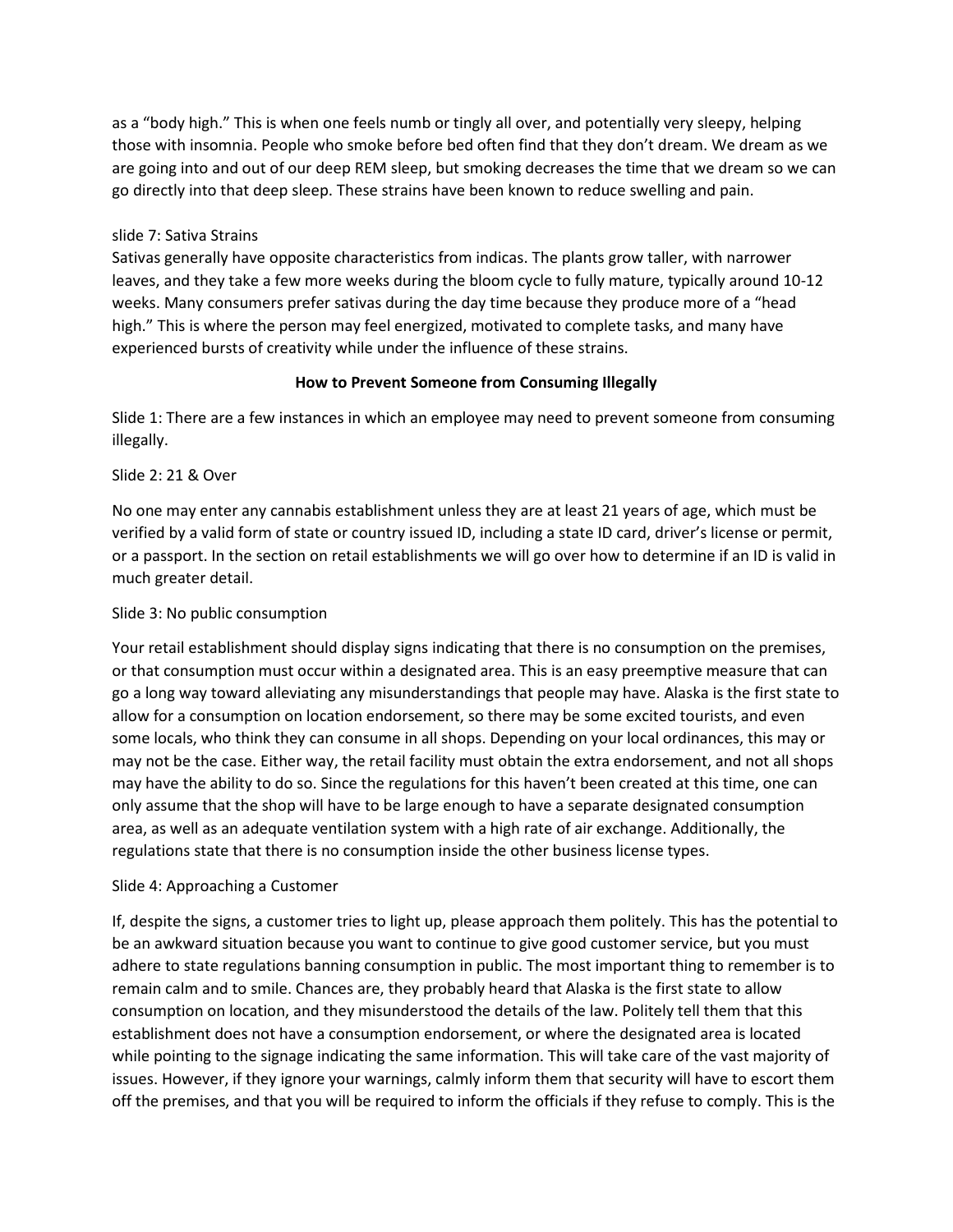as a "body high." This is when one feels numb or tingly all over, and potentially very sleepy, helping those with insomnia. People who smoke before bed often find that they don't dream. We dream as we are going into and out of our deep REM sleep, but smoking decreases the time that we dream so we can go directly into that deep sleep. These strains have been known to reduce swelling and pain.

slide 7: Sativa Strains
Sativas generally have opposite characteristics from indicas. The plants grow taller, with narrower leaves, and they take a few more weeks during the bloom cycle to fully mature, typically around 10-12 weeks. Many consumers prefer sativas during the day time because they produce more of a "head high." This is where the person may feel energized, motivated to complete tasks, and many have experienced bursts of creativity while under the influence of these strains.

**How to Prevent Someone from Consuming Illegally**

Slide 1: There are a few instances in which an employee may need to prevent someone from consuming illegally.

Slide 2: 21 & Over

No one may enter any cannabis establishment unless they are at least 21 years of age, which must be verified by a valid form of state or country issued ID, including a state ID card, driver's license or permit, or a passport. In the section on retail establishments we will go over how to determine if an ID is valid in much greater detail.

Slide 3: No public consumption

Your retail establishment should display signs indicating that there is no consumption on the premises, or that consumption must occur within a designated area. This is an easy preemptive measure that can go a long way toward alleviating any misunderstandings that people may have. Alaska is the first state to allow for a consumption on location endorsement, so there may be some excited tourists, and even some locals, who think they can consume in all shops. Depending on your local ordinances, this may or may not be the case. Either way, the retail facility must obtain the extra endorsement, and not all shops may have the ability to do so. Since the regulations for this haven't been created at this time, one can only assume that the shop will have to be large enough to have a separate designated consumption area, as well as an adequate ventilation system with a high rate of air exchange. Additionally, the regulations state that there is no consumption inside the other business license types.

Slide 4: Approaching a Customer

If, despite the signs, a customer tries to light up, please approach them politely. This has the potential to be an awkward situation because you want to continue to give good customer service, but you must adhere to state regulations banning consumption in public. The most important thing to remember is to remain calm and to smile. Chances are, they probably heard that Alaska is the first state to allow consumption on location, and they misunderstood the details of the law. Politely tell them that this establishment does not have a consumption endorsement, or where the designated area is located while pointing to the signage indicating the same information. This will take care of the vast majority of issues. However, if they ignore your warnings, calmly inform them that security will have to escort them off the premises, and that you will be required to inform the officials if they refuse to comply. This is the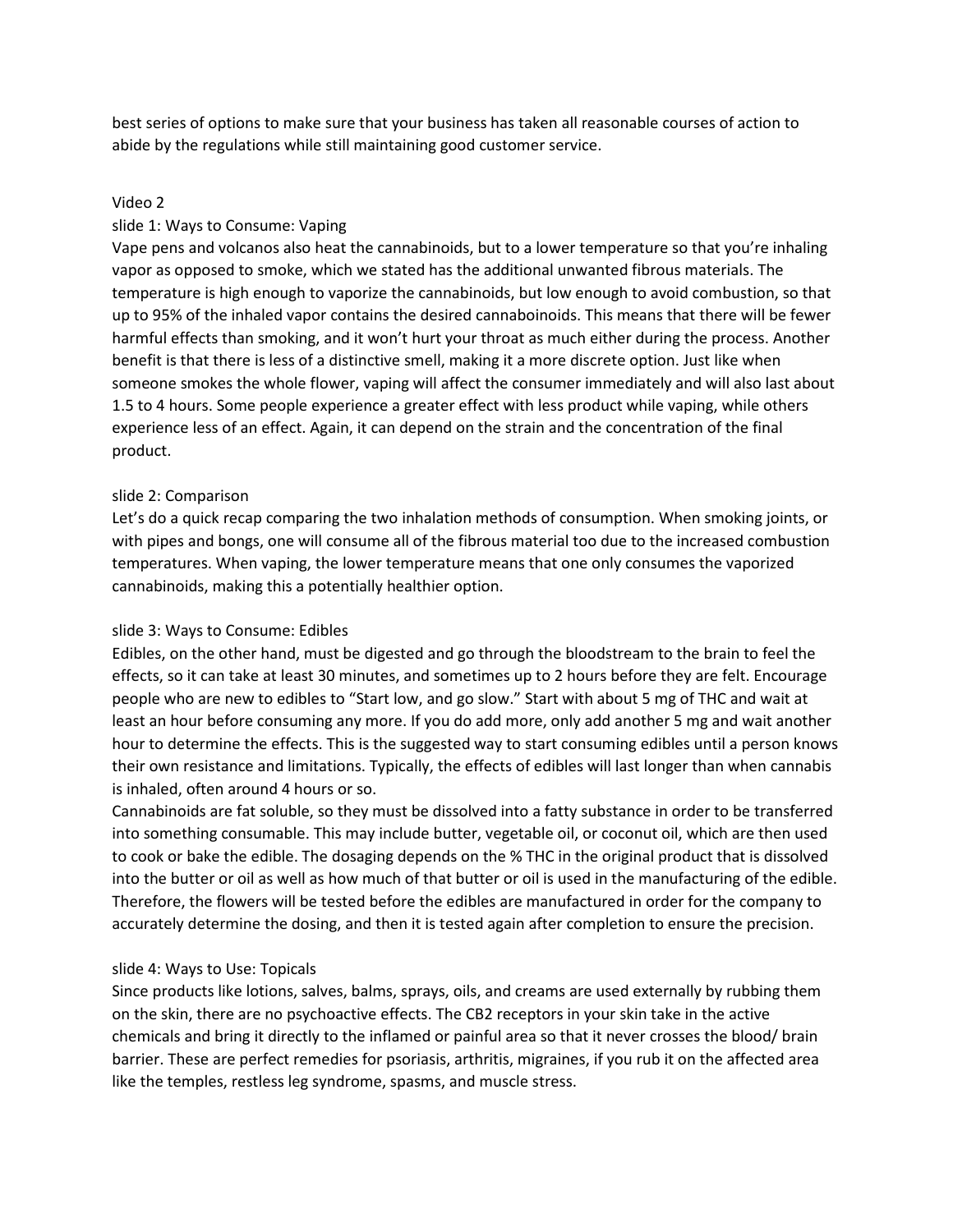best series of options to make sure that your business has taken all reasonable courses of action to abide by the regulations while still maintaining good customer service.

Video 2

slide 1: Ways to Consume: Vaping

Vape pens and volcanos also heat the cannabinoids, but to a lower temperature so that you're inhaling vapor as opposed to smoke, which we stated has the additional unwanted fibrous materials. The temperature is high enough to vaporize the cannabinoids, but low enough to avoid combustion, so that up to 95% of the inhaled vapor contains the desired cannaboinoids. This means that there will be fewer harmful effects than smoking, and it won't hurt your throat as much either during the process. Another benefit is that there is less of a distinctive smell, making it a more discrete option. Just like when someone smokes the whole flower, vaping will affect the consumer immediately and will also last about 1.5 to 4 hours. Some people experience a greater effect with less product while vaping, while others experience less of an effect. Again, it can depend on the strain and the concentration of the final product.

slide 2: Comparison

Let's do a quick recap comparing the two inhalation methods of consumption. When smoking joints, or with pipes and bongs, one will consume all of the fibrous material too due to the increased combustion temperatures. When vaping, the lower temperature means that one only consumes the vaporized cannabinoids, making this a potentially healthier option.

slide 3: Ways to Consume: Edibles

Edibles, on the other hand, must be digested and go through the bloodstream to the brain to feel the effects, so it can take at least 30 minutes, and sometimes up to 2 hours before they are felt. Encourage people who are new to edibles to "Start low, and go slow." Start with about 5 mg of THC and wait at least an hour before consuming any more. If you do add more, only add another 5 mg and wait another hour to determine the effects. This is the suggested way to start consuming edibles until a person knows their own resistance and limitations. Typically, the effects of edibles will last longer than when cannabis is inhaled, often around 4 hours or so.

Cannabinoids are fat soluble, so they must be dissolved into a fatty substance in order to be transferred into something consumable. This may include butter, vegetable oil, or coconut oil, which are then used to cook or bake the edible. The dosaging depends on the % THC in the original product that is dissolved into the butter or oil as well as how much of that butter or oil is used in the manufacturing of the edible. Therefore, the flowers will be tested before the edibles are manufactured in order for the company to accurately determine the dosing, and then it is tested again after completion to ensure the precision.

slide 4: Ways to Use: Topicals

Since products like lotions, salves, balms, sprays, oils, and creams are used externally by rubbing them on the skin, there are no psychoactive effects. The CB2 receptors in your skin take in the active chemicals and bring it directly to the inflamed or painful area so that it never crosses the blood/ brain barrier. These are perfect remedies for psoriasis, arthritis, migraines, if you rub it on the affected area like the temples, restless leg syndrome, spasms, and muscle stress.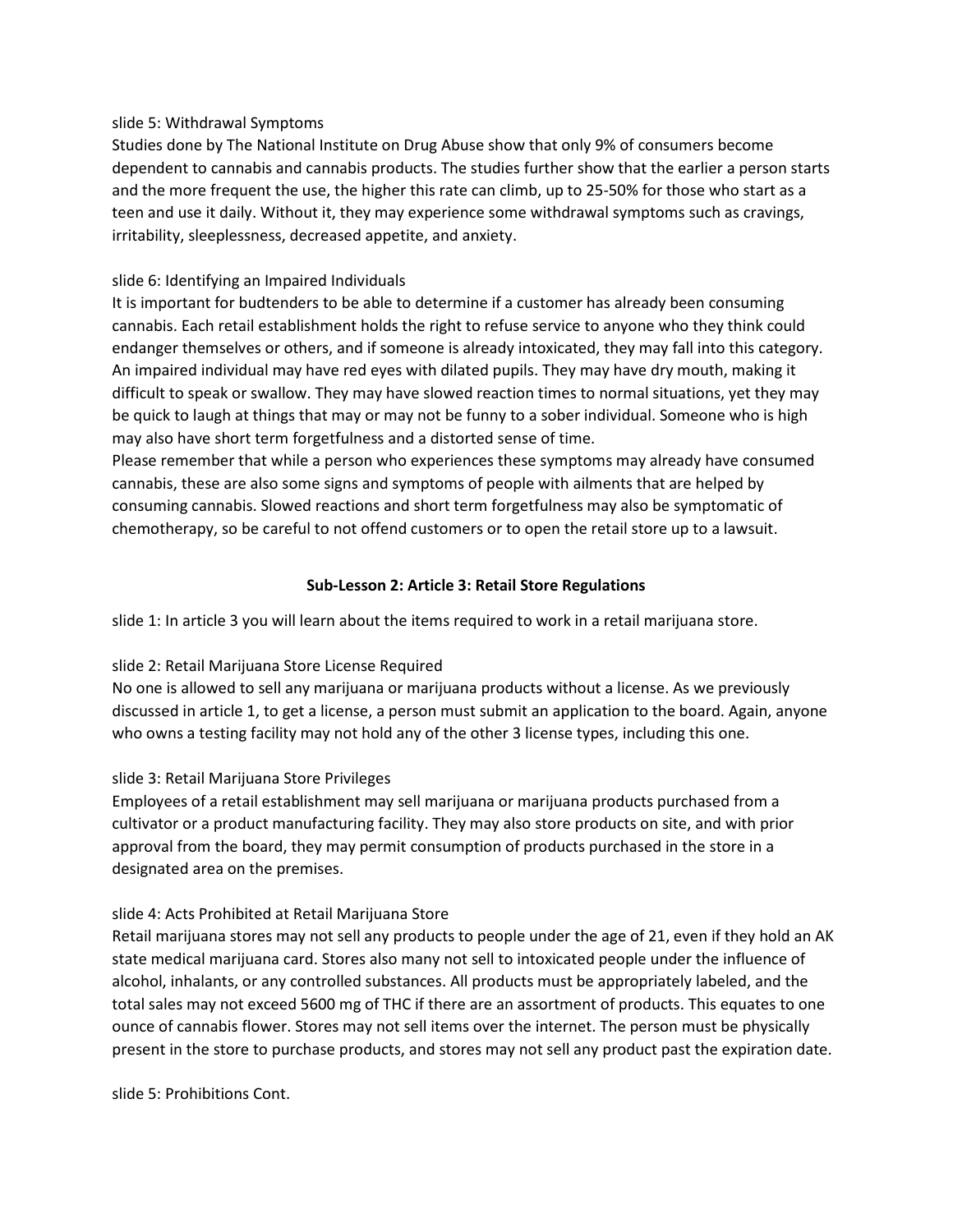slide 5: Withdrawal Symptoms
Studies done by The National Institute on Drug Abuse show that only 9% of consumers become dependent to cannabis and cannabis products. The studies further show that the earlier a person starts and the more frequent the use, the higher this rate can climb, up to 25-50% for those who start as a teen and use it daily. Without it, they may experience some withdrawal symptoms such as cravings, irritability, sleeplessness, decreased appetite, and anxiety.

slide 6: Identifying an Impaired Individuals
It is important for budtenders to be able to determine if a customer has already been consuming cannabis. Each retail establishment holds the right to refuse service to anyone who they think could endanger themselves or others, and if someone is already intoxicated, they may fall into this category. An impaired individual may have red eyes with dilated pupils. They may have dry mouth, making it difficult to speak or swallow. They may have slowed reaction times to normal situations, yet they may be quick to laugh at things that may or may not be funny to a sober individual. Someone who is high may also have short term forgetfulness and a distorted sense of time.
Please remember that while a person who experiences these symptoms may already have consumed cannabis, these are also some signs and symptoms of people with ailments that are helped by consuming cannabis. Slowed reactions and short term forgetfulness may also be symptomatic of chemotherapy, so be careful to not offend customers or to open the retail store up to a lawsuit.

**Sub-Lesson 2: Article 3: Retail Store Regulations**

slide 1: In article 3 you will learn about the items required to work in a retail marijuana store.

slide 2: Retail Marijuana Store License Required
No one is allowed to sell any marijuana or marijuana products without a license. As we previously discussed in article 1, to get a license, a person must submit an application to the board. Again, anyone who owns a testing facility may not hold any of the other 3 license types, including this one.

slide 3: Retail Marijuana Store Privileges
Employees of a retail establishment may sell marijuana or marijuana products purchased from a cultivator or a product manufacturing facility. They may also store products on site, and with prior approval from the board, they may permit consumption of products purchased in the store in a designated area on the premises.

slide 4: Acts Prohibited at Retail Marijuana Store
Retail marijuana stores may not sell any products to people under the age of 21, even if they hold an AK state medical marijuana card. Stores also many not sell to intoxicated people under the influence of alcohol, inhalants, or any controlled substances. All products must be appropriately labeled, and the total sales may not exceed 5600 mg of THC if there are an assortment of products. This equates to one ounce of cannabis flower. Stores may not sell items over the internet. The person must be physically present in the store to purchase products, and stores may not sell any product past the expiration date.

slide 5: Prohibitions Cont.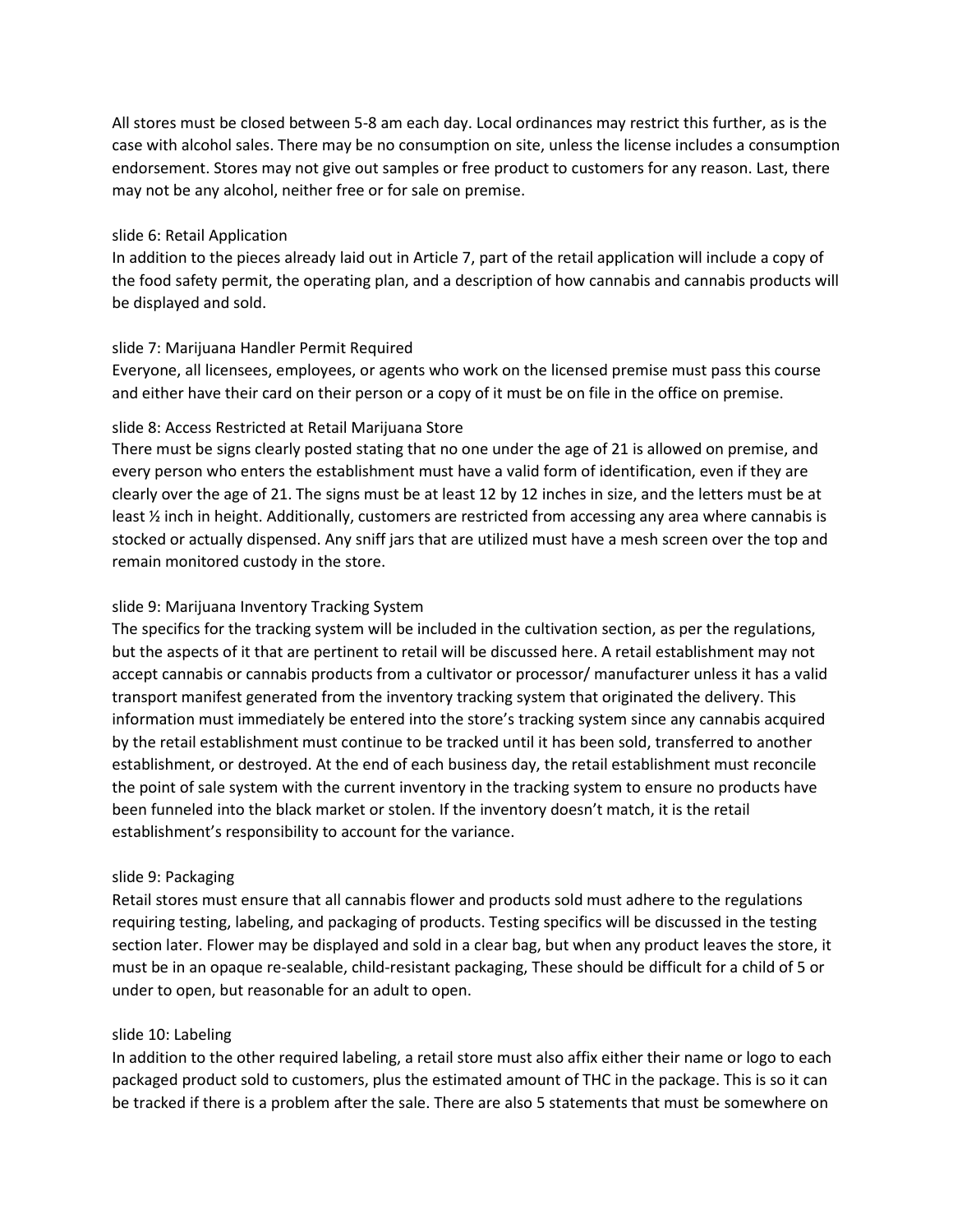All stores must be closed between 5-8 am each day. Local ordinances may restrict this further, as is the case with alcohol sales. There may be no consumption on site, unless the license includes a consumption endorsement. Stores may not give out samples or free product to customers for any reason. Last, there may not be any alcohol, neither free or for sale on premise.

slide 6: Retail Application

In addition to the pieces already laid out in Article 7, part of the retail application will include a copy of the food safety permit, the operating plan, and a description of how cannabis and cannabis products will be displayed and sold.

slide 7: Marijuana Handler Permit Required

Everyone, all licensees, employees, or agents who work on the licensed premise must pass this course and either have their card on their person or a copy of it must be on file in the office on premise.

slide 8: Access Restricted at Retail Marijuana Store

There must be signs clearly posted stating that no one under the age of 21 is allowed on premise, and every person who enters the establishment must have a valid form of identification, even if they are clearly over the age of 21. The signs must be at least 12 by 12 inches in size, and the letters must be at least ½ inch in height. Additionally, customers are restricted from accessing any area where cannabis is stocked or actually dispensed. Any sniff jars that are utilized must have a mesh screen over the top and remain monitored custody in the store.

slide 9: Marijuana Inventory Tracking System

The specifics for the tracking system will be included in the cultivation section, as per the regulations, but the aspects of it that are pertinent to retail will be discussed here. A retail establishment may not accept cannabis or cannabis products from a cultivator or processor/ manufacturer unless it has a valid transport manifest generated from the inventory tracking system that originated the delivery. This information must immediately be entered into the store's tracking system since any cannabis acquired by the retail establishment must continue to be tracked until it has been sold, transferred to another establishment, or destroyed. At the end of each business day, the retail establishment must reconcile the point of sale system with the current inventory in the tracking system to ensure no products have been funneled into the black market or stolen. If the inventory doesn't match, it is the retail establishment's responsibility to account for the variance.

slide 9: Packaging

Retail stores must ensure that all cannabis flower and products sold must adhere to the regulations requiring testing, labeling, and packaging of products. Testing specifics will be discussed in the testing section later. Flower may be displayed and sold in a clear bag, but when any product leaves the store, it must be in an opaque re-sealable, child-resistant packaging, These should be difficult for a child of 5 or under to open, but reasonable for an adult to open.

slide 10: Labeling

In addition to the other required labeling, a retail store must also affix either their name or logo to each packaged product sold to customers, plus the estimated amount of THC in the package. This is so it can be tracked if there is a problem after the sale. There are also 5 statements that must be somewhere on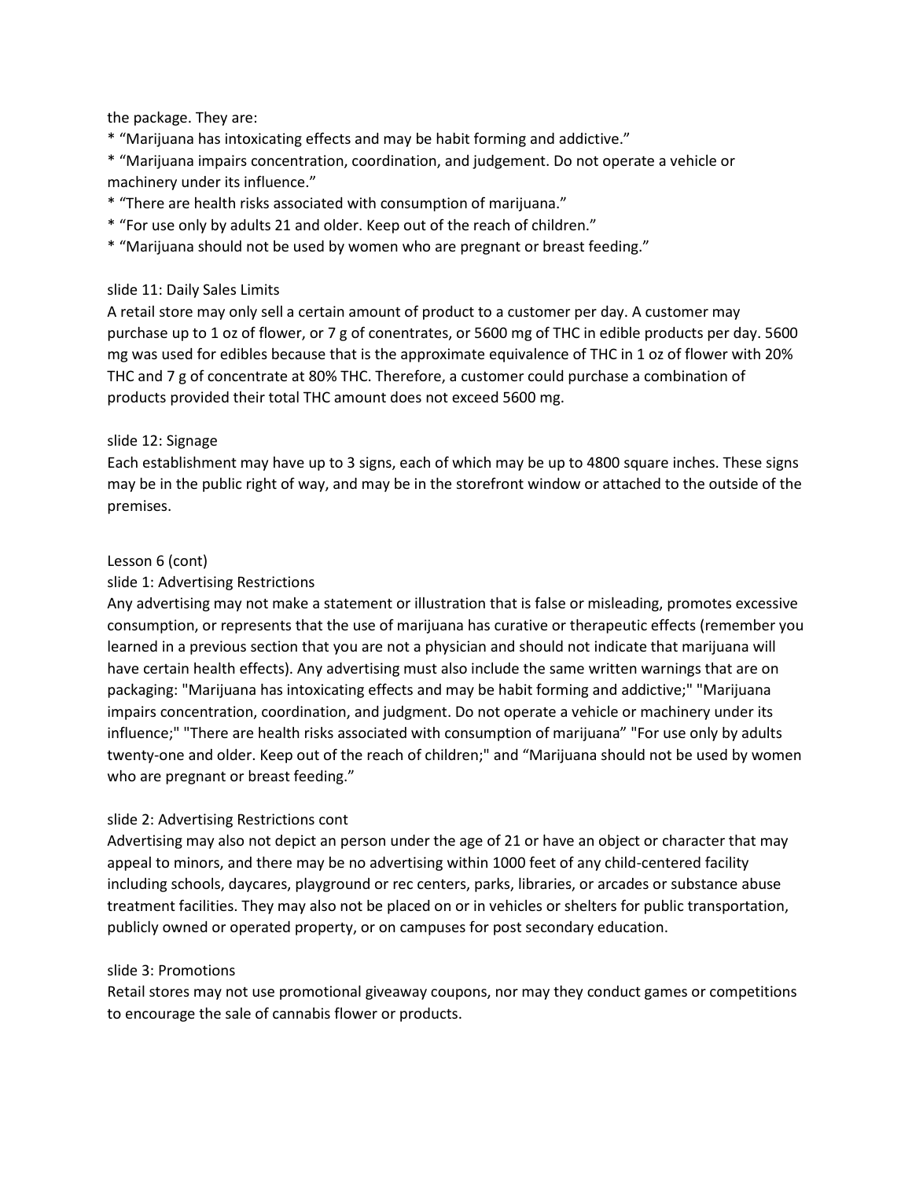the package. They are:

* "Marijuana has intoxicating effects and may be habit forming and addictive."
* "Marijuana impairs concentration, coordination, and judgement. Do not operate a vehicle or machinery under its influence."
* "There are health risks associated with consumption of marijuana."
* "For use only by adults 21 and older. Keep out of the reach of children."
* "Marijuana should not be used by women who are pregnant or breast feeding."

slide 11: Daily Sales Limits

A retail store may only sell a certain amount of product to a customer per day. A customer may purchase up to 1 oz of flower, or 7 g of conentrates, or 5600 mg of THC in edible products per day. 5600 mg was used for edibles because that is the approximate equivalence of THC in 1 oz of flower with 20% THC and 7 g of concentrate at 80% THC. Therefore, a customer could purchase a combination of products provided their total THC amount does not exceed 5600 mg.

slide 12: Signage

Each establishment may have up to 3 signs, each of which may be up to 4800 square inches. These signs may be in the public right of way, and may be in the storefront window or attached to the outside of the premises.

Lesson 6 (cont)

slide 1: Advertising Restrictions

Any advertising may not make a statement or illustration that is false or misleading, promotes excessive consumption, or represents that the use of marijuana has curative or therapeutic effects (remember you learned in a previous section that you are not a physician and should not indicate that marijuana will have certain health effects). Any advertising must also include the same written warnings that are on packaging: "Marijuana has intoxicating effects and may be habit forming and addictive;" "Marijuana impairs concentration, coordination, and judgment. Do not operate a vehicle or machinery under its influence;" "There are health risks associated with consumption of marijuana" "For use only by adults twenty-one and older. Keep out of the reach of children;" and "Marijuana should not be used by women who are pregnant or breast feeding."

slide 2: Advertising Restrictions cont

Advertising may also not depict an person under the age of 21 or have an object or character that may appeal to minors, and there may be no advertising within 1000 feet of any child-centered facility including schools, daycares, playground or rec centers, parks, libraries, or arcades or substance abuse treatment facilities. They may also not be placed on or in vehicles or shelters for public transportation, publicly owned or operated property, or on campuses for post secondary education.

slide 3: Promotions

Retail stores may not use promotional giveaway coupons, nor may they conduct games or competitions to encourage the sale of cannabis flower or products.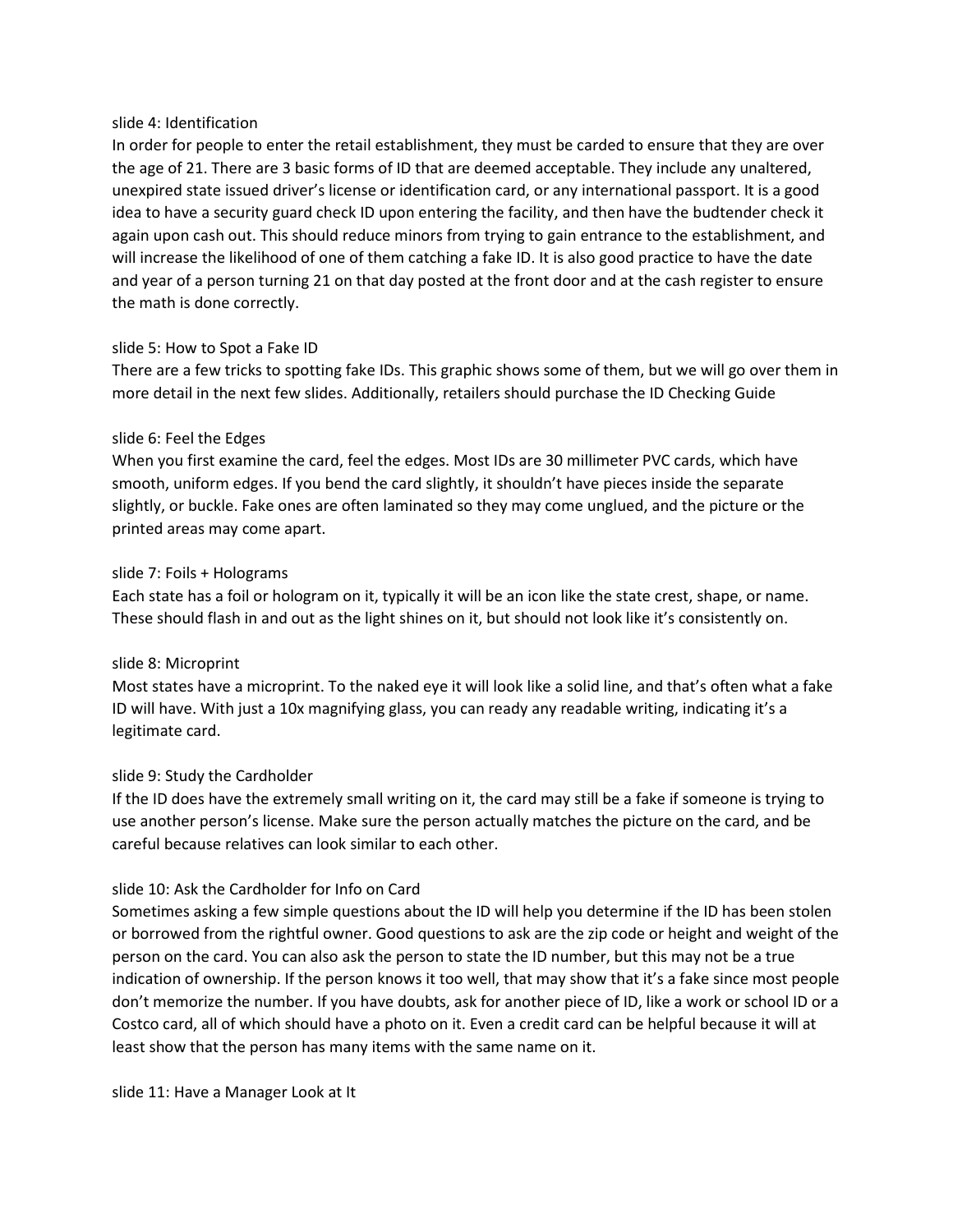slide 4: Identification

In order for people to enter the retail establishment, they must be carded to ensure that they are over the age of 21. There are 3 basic forms of ID that are deemed acceptable. They include any unaltered, unexpired state issued driver's license or identification card, or any international passport. It is a good idea to have a security guard check ID upon entering the facility, and then have the budtender check it again upon cash out. This should reduce minors from trying to gain entrance to the establishment, and will increase the likelihood of one of them catching a fake ID. It is also good practice to have the date and year of a person turning 21 on that day posted at the front door and at the cash register to ensure the math is done correctly.

slide 5: How to Spot a Fake ID

There are a few tricks to spotting fake IDs. This graphic shows some of them, but we will go over them in more detail in the next few slides. Additionally, retailers should purchase the ID Checking Guide

slide 6: Feel the Edges

When you first examine the card, feel the edges. Most IDs are 30 millimeter PVC cards, which have smooth, uniform edges. If you bend the card slightly, it shouldn't have pieces inside the separate slightly, or buckle. Fake ones are often laminated so they may come unglued, and the picture or the printed areas may come apart.

slide 7: Foils + Holograms

Each state has a foil or hologram on it, typically it will be an icon like the state crest, shape, or name. These should flash in and out as the light shines on it, but should not look like it's consistently on.

slide 8: Microprint

Most states have a microprint. To the naked eye it will look like a solid line, and that's often what a fake ID will have. With just a 10x magnifying glass, you can ready any readable writing, indicating it's a legitimate card.

slide 9: Study the Cardholder

If the ID does have the extremely small writing on it, the card may still be a fake if someone is trying to use another person's license. Make sure the person actually matches the picture on the card, and be careful because relatives can look similar to each other.

slide 10: Ask the Cardholder for Info on Card

Sometimes asking a few simple questions about the ID will help you determine if the ID has been stolen or borrowed from the rightful owner. Good questions to ask are the zip code or height and weight of the person on the card. You can also ask the person to state the ID number, but this may not be a true indication of ownership. If the person knows it too well, that may show that it's a fake since most people don't memorize the number. If you have doubts, ask for another piece of ID, like a work or school ID or a Costco card, all of which should have a photo on it. Even a credit card can be helpful because it will at least show that the person has many items with the same name on it.

slide 11: Have a Manager Look at It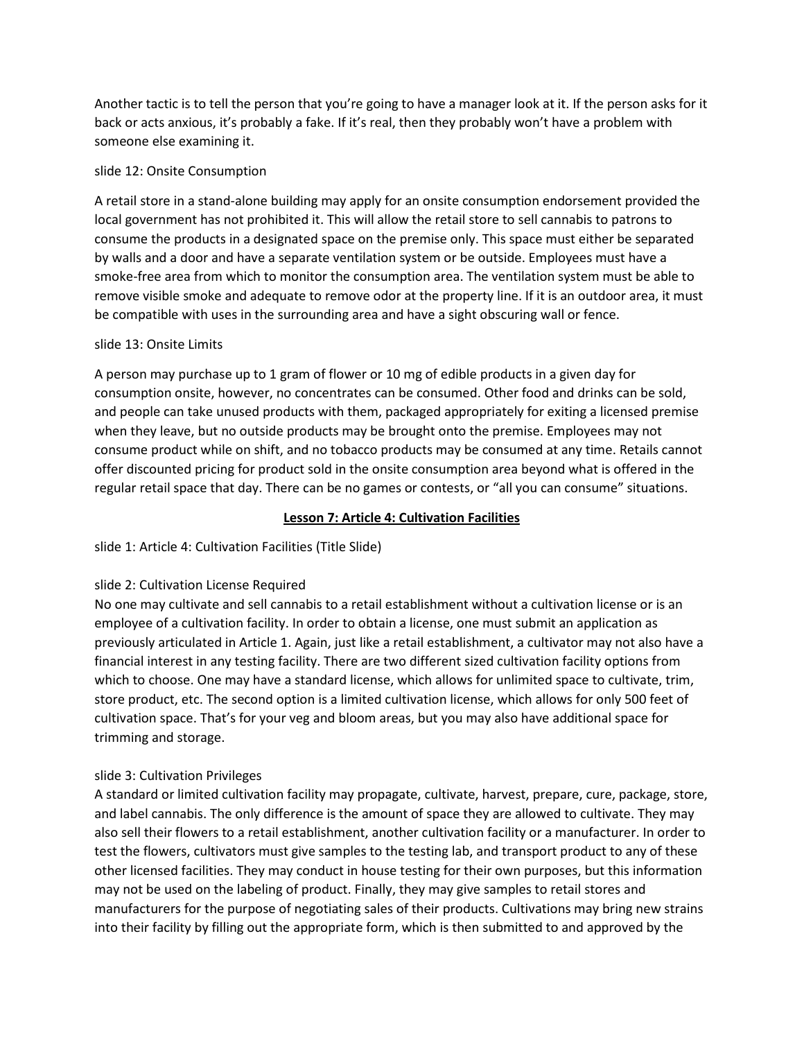Another tactic is to tell the person that you're going to have a manager look at it. If the person asks for it back or acts anxious, it's probably a fake. If it's real, then they probably won't have a problem with someone else examining it.

slide 12: Onsite Consumption

A retail store in a stand-alone building may apply for an onsite consumption endorsement provided the local government has not prohibited it. This will allow the retail store to sell cannabis to patrons to consume the products in a designated space on the premise only. This space must either be separated by walls and a door and have a separate ventilation system or be outside. Employees must have a smoke-free area from which to monitor the consumption area. The ventilation system must be able to remove visible smoke and adequate to remove odor at the property line. If it is an outdoor area, it must be compatible with uses in the surrounding area and have a sight obscuring wall or fence.

slide 13: Onsite Limits

A person may purchase up to 1 gram of flower or 10 mg of edible products in a given day for consumption onsite, however, no concentrates can be consumed. Other food and drinks can be sold, and people can take unused products with them, packaged appropriately for exiting a licensed premise when they leave, but no outside products may be brought onto the premise. Employees may not consume product while on shift, and no tobacco products may be consumed at any time. Retails cannot offer discounted pricing for product sold in the onsite consumption area beyond what is offered in the regular retail space that day. There can be no games or contests, or "all you can consume" situations.

## <u>Lesson 7: Article 4: Cultivation Facilities</u>

slide 1: Article 4: Cultivation Facilities (Title Slide)

slide 2: Cultivation License Required

No one may cultivate and sell cannabis to a retail establishment without a cultivation license or is an employee of a cultivation facility. In order to obtain a license, one must submit an application as previously articulated in Article 1. Again, just like a retail establishment, a cultivator may not also have a financial interest in any testing facility. There are two different sized cultivation facility options from which to choose. One may have a standard license, which allows for unlimited space to cultivate, trim, store product, etc. The second option is a limited cultivation license, which allows for only 500 feet of cultivation space. That's for your veg and bloom areas, but you may also have additional space for trimming and storage.

slide 3: Cultivation Privileges

A standard or limited cultivation facility may propagate, cultivate, harvest, prepare, cure, package, store, and label cannabis. The only difference is the amount of space they are allowed to cultivate. They may also sell their flowers to a retail establishment, another cultivation facility or a manufacturer. In order to test the flowers, cultivators must give samples to the testing lab, and transport product to any of these other licensed facilities. They may conduct in house testing for their own purposes, but this information may not be used on the labeling of product. Finally, they may give samples to retail stores and manufacturers for the purpose of negotiating sales of their products. Cultivations may bring new strains into their facility by filling out the appropriate form, which is then submitted to and approved by the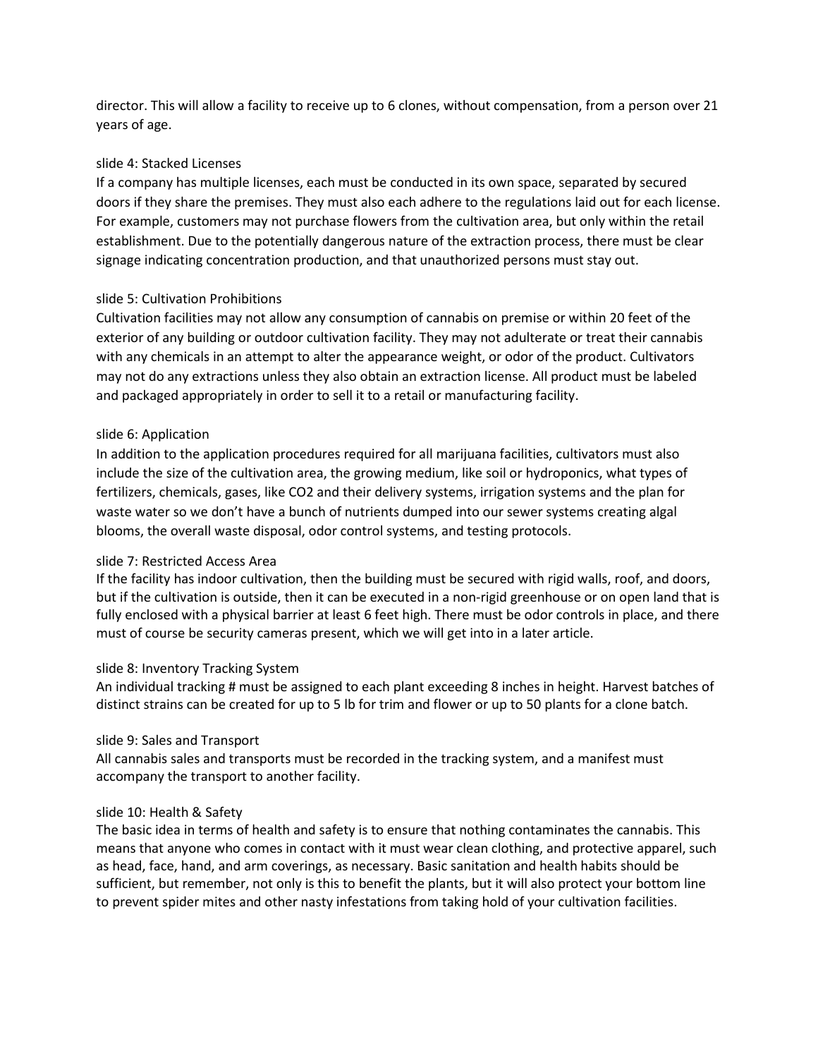director. This will allow a facility to receive up to 6 clones, without compensation, from a person over 21 years of age.

slide 4: Stacked Licenses
If a company has multiple licenses, each must be conducted in its own space, separated by secured doors if they share the premises. They must also each adhere to the regulations laid out for each license. For example, customers may not purchase flowers from the cultivation area, but only within the retail establishment. Due to the potentially dangerous nature of the extraction process, there must be clear signage indicating concentration production, and that unauthorized persons must stay out.

slide 5: Cultivation Prohibitions
Cultivation facilities may not allow any consumption of cannabis on premise or within 20 feet of the exterior of any building or outdoor cultivation facility. They may not adulterate or treat their cannabis with any chemicals in an attempt to alter the appearance weight, or odor of the product. Cultivators may not do any extractions unless they also obtain an extraction license. All product must be labeled and packaged appropriately in order to sell it to a retail or manufacturing facility.

slide 6: Application
In addition to the application procedures required for all marijuana facilities, cultivators must also include the size of the cultivation area, the growing medium, like soil or hydroponics, what types of fertilizers, chemicals, gases, like $CO_2$ and their delivery systems, irrigation systems and the plan for waste water so we don't have a bunch of nutrients dumped into our sewer systems creating algal blooms, the overall waste disposal, odor control systems, and testing protocols.

slide 7: Restricted Access Area
If the facility has indoor cultivation, then the building must be secured with rigid walls, roof, and doors, but if the cultivation is outside, then it can be executed in a non-rigid greenhouse or on open land that is fully enclosed with a physical barrier at least 6 feet high. There must be odor controls in place, and there must of course be security cameras present, which we will get into in a later article.

slide 8: Inventory Tracking System
An individual tracking # must be assigned to each plant exceeding 8 inches in height. Harvest batches of distinct strains can be created for up to 5 lb for trim and flower or up to 50 plants for a clone batch.

slide 9: Sales and Transport
All cannabis sales and transports must be recorded in the tracking system, and a manifest must accompany the transport to another facility.

slide 10: Health & Safety
The basic idea in terms of health and safety is to ensure that nothing contaminates the cannabis. This means that anyone who comes in contact with it must wear clean clothing, and protective apparel, such as head, face, hand, and arm coverings, as necessary. Basic sanitation and health habits should be sufficient, but remember, not only is this to benefit the plants, but it will also protect your bottom line to prevent spider mites and other nasty infestations from taking hold of your cultivation facilities.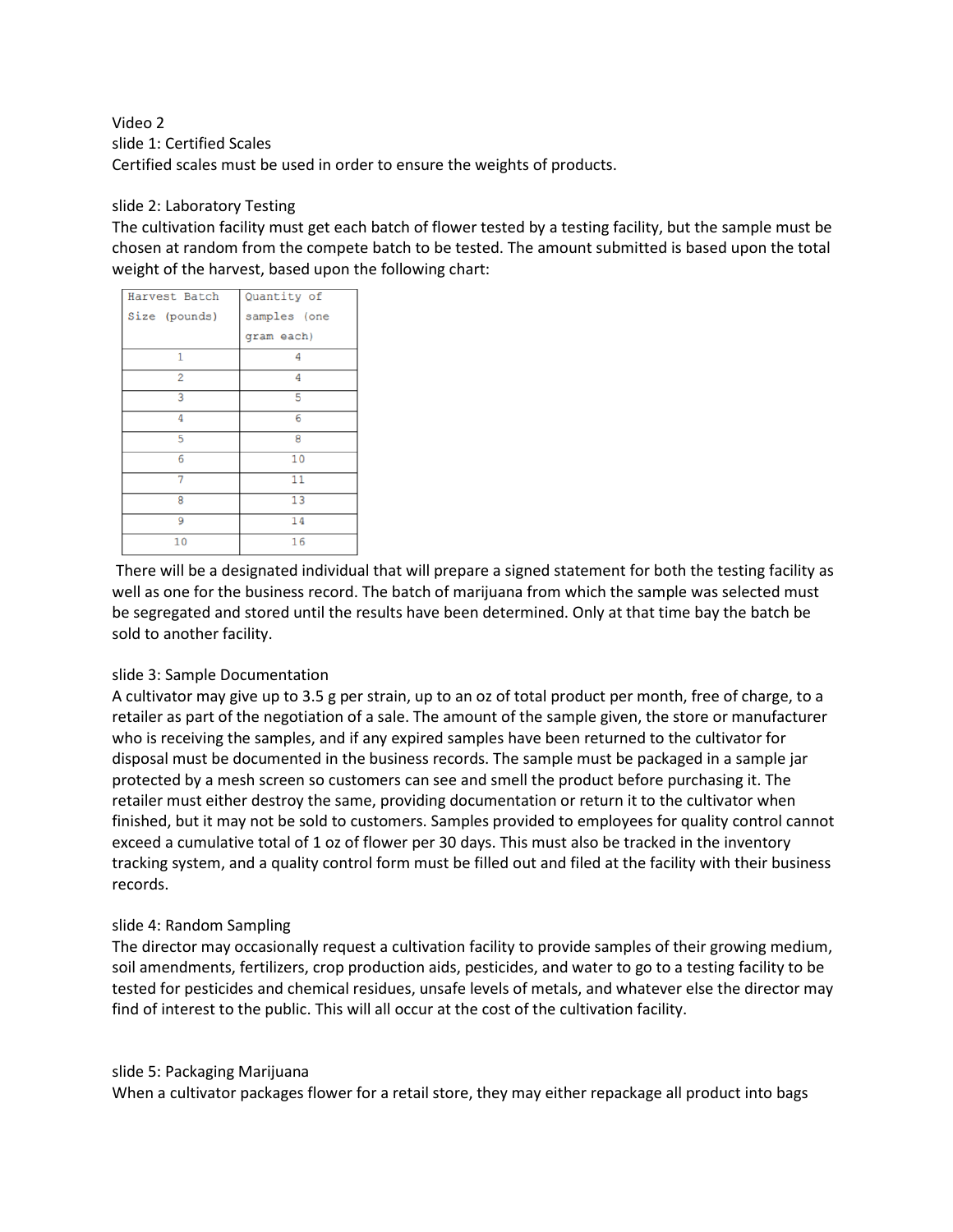Video 2

slide 1: Certified Scales

Certified scales must be used in order to ensure the weights of products.

slide 2: Laboratory Testing

The cultivation facility must get each batch of flower tested by a testing facility, but the sample must be chosen at random from the compete batch to be tested. The amount submitted is based upon the total weight of the harvest, based upon the following chart:

| Harvest Batch Size (pounds) | Quantity of samples (one gram each) |
|---|---|
| 1 | 4 |
| 2 | 4 |
| 3 | 5 |
| 4 | 6 |
| 5 | 8 |
| 6 | 10 |
| 7 | 11 |
| 8 | 13 |
| 9 | 14 |
| 10 | 16 |

There will be a designated individual that will prepare a signed statement for both the testing facility as well as one for the business record. The batch of marijuana from which the sample was selected must be segregated and stored until the results have been determined. Only at that time bay the batch be sold to another facility.

slide 3: Sample Documentation

A cultivator may give up to 3.5 g per strain, up to an oz of total product per month, free of charge, to a retailer as part of the negotiation of a sale. The amount of the sample given, the store or manufacturer who is receiving the samples, and if any expired samples have been returned to the cultivator for disposal must be documented in the business records. The sample must be packaged in a sample jar protected by a mesh screen so customers can see and smell the product before purchasing it. The retailer must either destroy the same, providing documentation or return it to the cultivator when finished, but it may not be sold to customers. Samples provided to employees for quality control cannot exceed a cumulative total of 1 oz of flower per 30 days. This must also be tracked in the inventory tracking system, and a quality control form must be filled out and filed at the facility with their business records.

slide 4: Random Sampling

The director may occasionally request a cultivation facility to provide samples of their growing medium, soil amendments, fertilizers, crop production aids, pesticides, and water to go to a testing facility to be tested for pesticides and chemical residues, unsafe levels of metals, and whatever else the director may find of interest to the public. This will all occur at the cost of the cultivation facility.

slide 5: Packaging Marijuana

When a cultivator packages flower for a retail store, they may either repackage all product into bags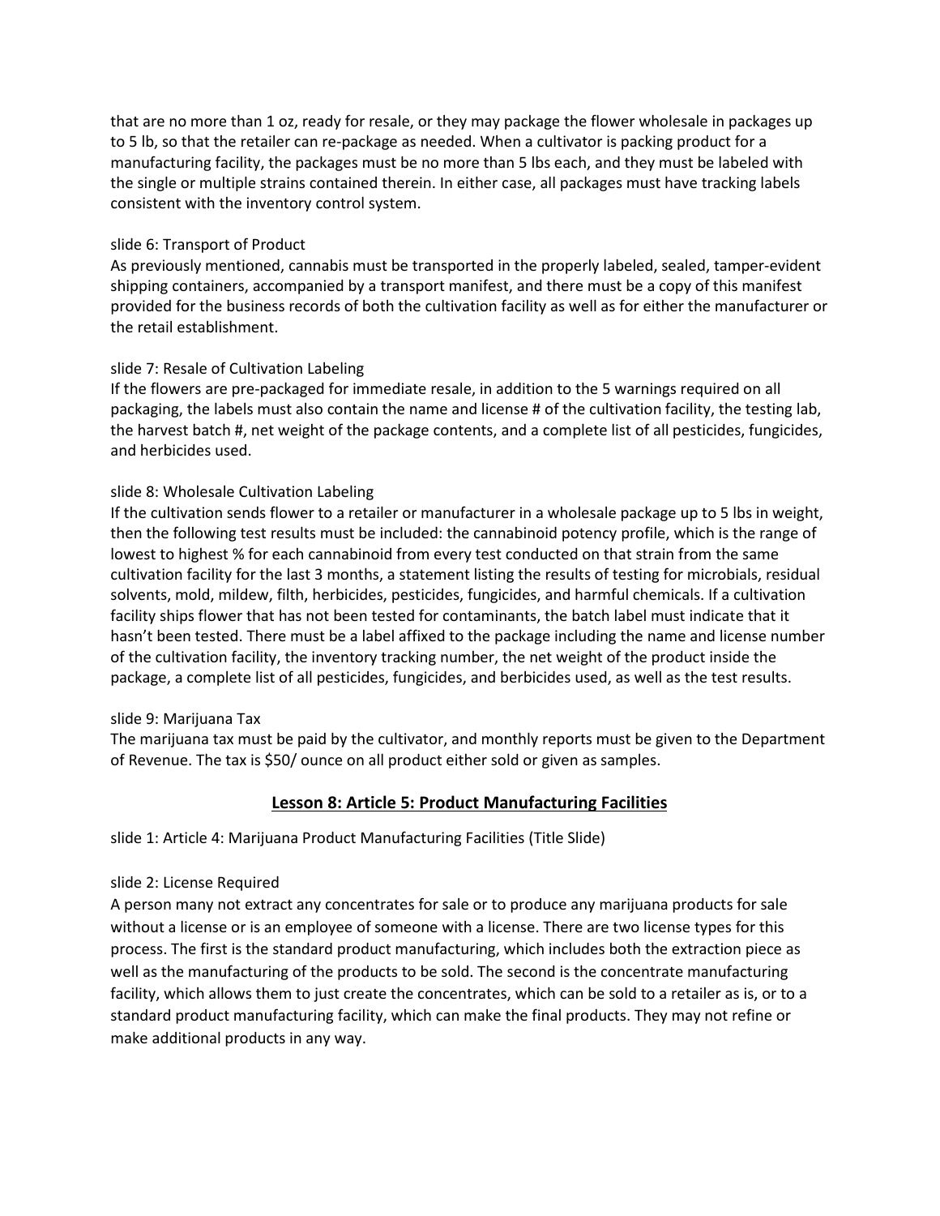that are no more than 1 oz, ready for resale, or they may package the flower wholesale in packages up to 5 lb, so that the retailer can re-package as needed. When a cultivator is packing product for a manufacturing facility, the packages must be no more than 5 lbs each, and they must be labeled with the single or multiple strains contained therein. In either case, all packages must have tracking labels consistent with the inventory control system.

slide 6: Transport of Product
As previously mentioned, cannabis must be transported in the properly labeled, sealed, tamper-evident shipping containers, accompanied by a transport manifest, and there must be a copy of this manifest provided for the business records of both the cultivation facility as well as for either the manufacturer or the retail establishment.

slide 7: Resale of Cultivation Labeling
If the flowers are pre-packaged for immediate resale, in addition to the 5 warnings required on all packaging, the labels must also contain the name and license # of the cultivation facility, the testing lab, the harvest batch #, net weight of the package contents, and a complete list of all pesticides, fungicides, and herbicides used.

slide 8: Wholesale Cultivation Labeling
If the cultivation sends flower to a retailer or manufacturer in a wholesale package up to 5 lbs in weight, then the following test results must be included: the cannabinoid potency profile, which is the range of lowest to highest % for each cannabinoid from every test conducted on that strain from the same cultivation facility for the last 3 months, a statement listing the results of testing for microbials, residual solvents, mold, mildew, filth, herbicides, pesticides, fungicides, and harmful chemicals. If a cultivation facility ships flower that has not been tested for contaminants, the batch label must indicate that it hasn't been tested. There must be a label affixed to the package including the name and license number of the cultivation facility, the inventory tracking number, the net weight of the product inside the package, a complete list of all pesticides, fungicides, and berbicides used, as well as the test results.

slide 9: Marijuana Tax
The marijuana tax must be paid by the cultivator, and monthly reports must be given to the Department of Revenue. The tax is $50/ ounce on all product either sold or given as samples.

## Lesson 8: Article 5: Product Manufacturing Facilities

slide 1: Article 4: Marijuana Product Manufacturing Facilities (Title Slide)

slide 2: License Required
A person many not extract any concentrates for sale or to produce any marijuana products for sale without a license or is an employee of someone with a license. There are two license types for this process. The first is the standard product manufacturing, which includes both the extraction piece as well as the manufacturing of the products to be sold. The second is the concentrate manufacturing facility, which allows them to just create the concentrates, which can be sold to a retailer as is, or to a standard product manufacturing facility, which can make the final products. They may not refine or make additional products in any way.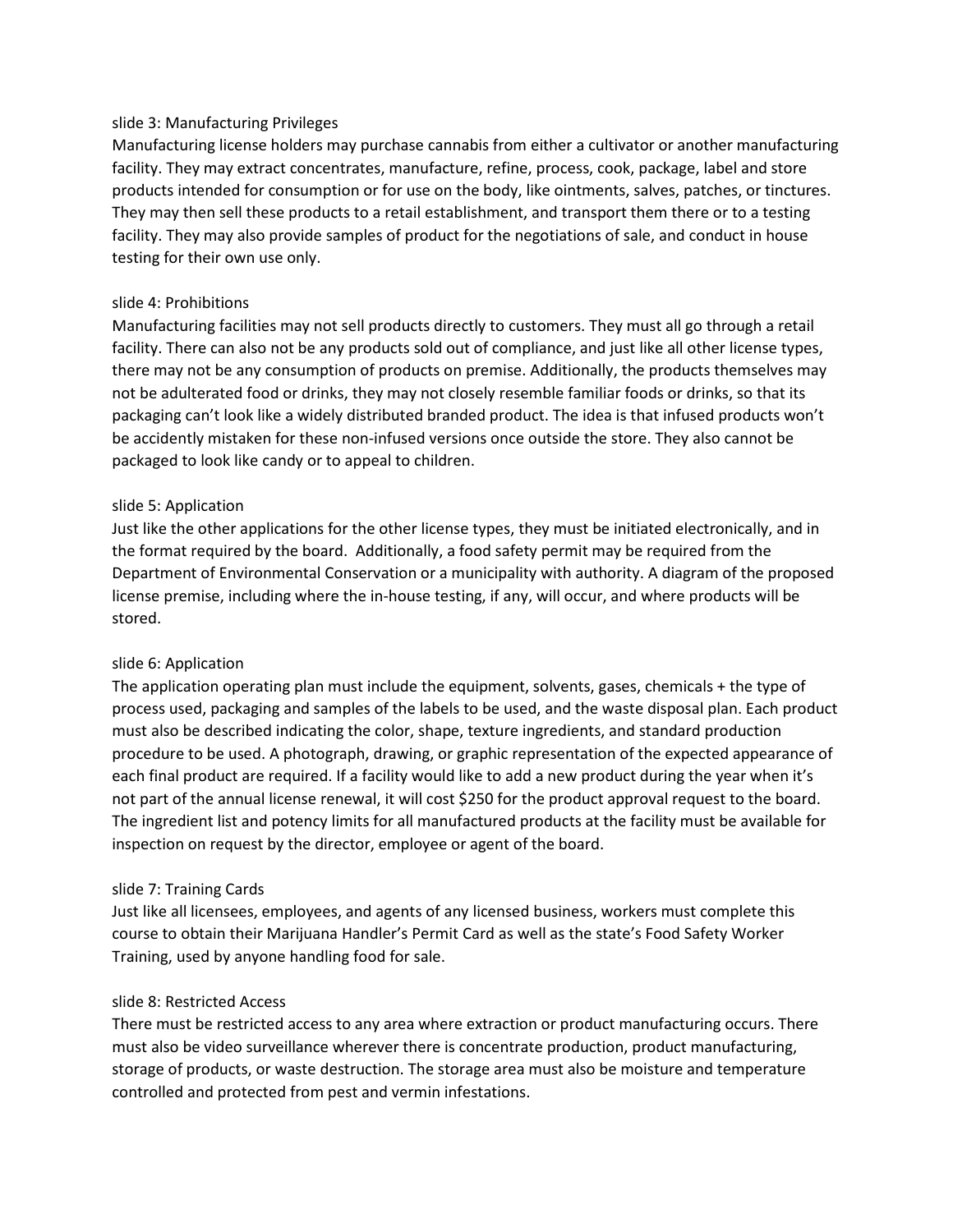slide 3: Manufacturing Privileges
Manufacturing license holders may purchase cannabis from either a cultivator or another manufacturing facility. They may extract concentrates, manufacture, refine, process, cook, package, label and store products intended for consumption or for use on the body, like ointments, salves, patches, or tinctures. They may then sell these products to a retail establishment, and transport them there or to a testing facility. They may also provide samples of product for the negotiations of sale, and conduct in house testing for their own use only.

slide 4: Prohibitions
Manufacturing facilities may not sell products directly to customers. They must all go through a retail facility. There can also not be any products sold out of compliance, and just like all other license types, there may not be any consumption of products on premise. Additionally, the products themselves may not be adulterated food or drinks, they may not closely resemble familiar foods or drinks, so that its packaging can't look like a widely distributed branded product. The idea is that infused products won't be accidently mistaken for these non-infused versions once outside the store. They also cannot be packaged to look like candy or to appeal to children.

slide 5: Application
Just like the other applications for the other license types, they must be initiated electronically, and in the format required by the board. Additionally, a food safety permit may be required from the Department of Environmental Conservation or a municipality with authority. A diagram of the proposed license premise, including where the in-house testing, if any, will occur, and where products will be stored.

slide 6: Application
The application operating plan must include the equipment, solvents, gases, chemicals + the type of process used, packaging and samples of the labels to be used, and the waste disposal plan. Each product must also be described indicating the color, shape, texture ingredients, and standard production procedure to be used. A photograph, drawing, or graphic representation of the expected appearance of each final product are required. If a facility would like to add a new product during the year when it's not part of the annual license renewal, it will cost $250 for the product approval request to the board. The ingredient list and potency limits for all manufactured products at the facility must be available for inspection on request by the director, employee or agent of the board.

slide 7: Training Cards
Just like all licensees, employees, and agents of any licensed business, workers must complete this course to obtain their Marijuana Handler's Permit Card as well as the state's Food Safety Worker Training, used by anyone handling food for sale.

slide 8: Restricted Access
There must be restricted access to any area where extraction or product manufacturing occurs. There must also be video surveillance wherever there is concentrate production, product manufacturing, storage of products, or waste destruction. The storage area must also be moisture and temperature controlled and protected from pest and vermin infestations.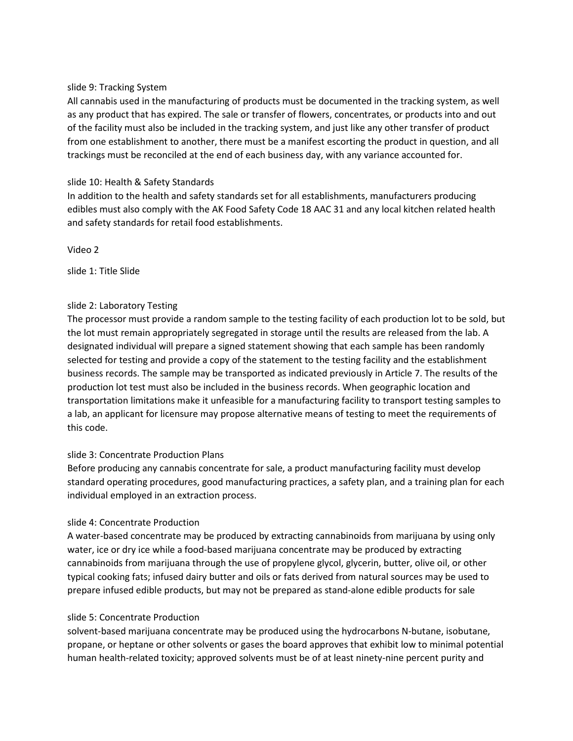slide 9: Tracking System

All cannabis used in the manufacturing of products must be documented in the tracking system, as well as any product that has expired. The sale or transfer of flowers, concentrates, or products into and out of the facility must also be included in the tracking system, and just like any other transfer of product from one establishment to another, there must be a manifest escorting the product in question, and all trackings must be reconciled at the end of each business day, with any variance accounted for.

slide 10: Health & Safety Standards

In addition to the health and safety standards set for all establishments, manufacturers producing edibles must also comply with the AK Food Safety Code 18 AAC 31 and any local kitchen related health and safety standards for retail food establishments.

Video 2

slide 1: Title Slide

slide 2: Laboratory Testing

The processor must provide a random sample to the testing facility of each production lot to be sold, but the lot must remain appropriately segregated in storage until the results are released from the lab. A designated individual will prepare a signed statement showing that each sample has been randomly selected for testing and provide a copy of the statement to the testing facility and the establishment business records. The sample may be transported as indicated previously in Article 7. The results of the production lot test must also be included in the business records. When geographic location and transportation limitations make it unfeasible for a manufacturing facility to transport testing samples to a lab, an applicant for licensure may propose alternative means of testing to meet the requirements of this code.

slide 3: Concentrate Production Plans

Before producing any cannabis concentrate for sale, a product manufacturing facility must develop standard operating procedures, good manufacturing practices, a safety plan, and a training plan for each individual employed in an extraction process.

slide 4: Concentrate Production

A water-based concentrate may be produced by extracting cannabinoids from marijuana by using only water, ice or dry ice while a food-based marijuana concentrate may be produced by extracting cannabinoids from marijuana through the use of propylene glycol, glycerin, butter, olive oil, or other typical cooking fats; infused dairy butter and oils or fats derived from natural sources may be used to prepare infused edible products, but may not be prepared as stand-alone edible products for sale

slide 5: Concentrate Production

solvent-based marijuana concentrate may be produced using the hydrocarbons N-butane, isobutane, propane, or heptane or other solvents or gases the board approves that exhibit low to minimal potential human health-related toxicity; approved solvents must be of at least ninety-nine percent purity and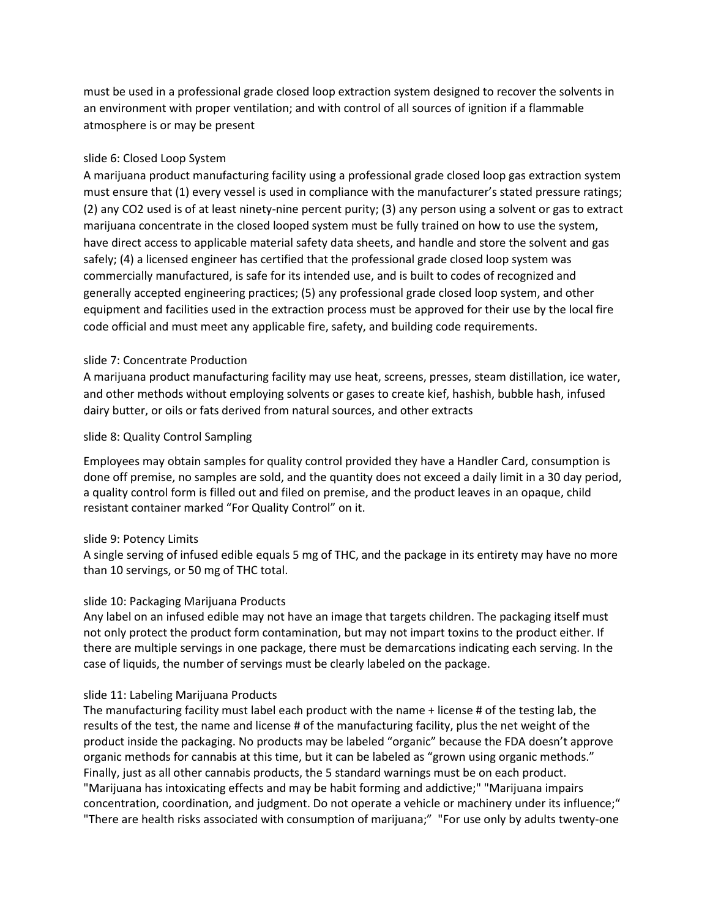must be used in a professional grade closed loop extraction system designed to recover the solvents in an environment with proper ventilation; and with control of all sources of ignition if a flammable atmosphere is or may be present

slide 6: Closed Loop System

A marijuana product manufacturing facility using a professional grade closed loop gas extraction system must ensure that (1) every vessel is used in compliance with the manufacturer's stated pressure ratings; (2) any CO2 used is of at least ninety-nine percent purity; (3) any person using a solvent or gas to extract marijuana concentrate in the closed looped system must be fully trained on how to use the system, have direct access to applicable material safety data sheets, and handle and store the solvent and gas safely; (4) a licensed engineer has certified that the professional grade closed loop system was commercially manufactured, is safe for its intended use, and is built to codes of recognized and generally accepted engineering practices; (5) any professional grade closed loop system, and other equipment and facilities used in the extraction process must be approved for their use by the local fire code official and must meet any applicable fire, safety, and building code requirements.

slide 7: Concentrate Production

A marijuana product manufacturing facility may use heat, screens, presses, steam distillation, ice water, and other methods without employing solvents or gases to create kief, hashish, bubble hash, infused dairy butter, or oils or fats derived from natural sources, and other extracts

slide 8: Quality Control Sampling

Employees may obtain samples for quality control provided they have a Handler Card, consumption is done off premise, no samples are sold, and the quantity does not exceed a daily limit in a 30 day period, a quality control form is filled out and filed on premise, and the product leaves in an opaque, child resistant container marked "For Quality Control" on it.

slide 9: Potency Limits

A single serving of infused edible equals 5 mg of THC, and the package in its entirety may have no more than 10 servings, or 50 mg of THC total.

slide 10: Packaging Marijuana Products

Any label on an infused edible may not have an image that targets children. The packaging itself must not only protect the product form contamination, but may not impart toxins to the product either. If there are multiple servings in one package, there must be demarcations indicating each serving. In the case of liquids, the number of servings must be clearly labeled on the package.

slide 11: Labeling Marijuana Products

The manufacturing facility must label each product with the name + license # of the testing lab, the results of the test, the name and license # of the manufacturing facility, plus the net weight of the product inside the packaging. No products may be labeled "organic" because the FDA doesn't approve organic methods for cannabis at this time, but it can be labeled as "grown using organic methods." Finally, just as all other cannabis products, the 5 standard warnings must be on each product. "Marijuana has intoxicating effects and may be habit forming and addictive;" "Marijuana impairs concentration, coordination, and judgment. Do not operate a vehicle or machinery under its influence;" "There are health risks associated with consumption of marijuana;" "For use only by adults twenty-one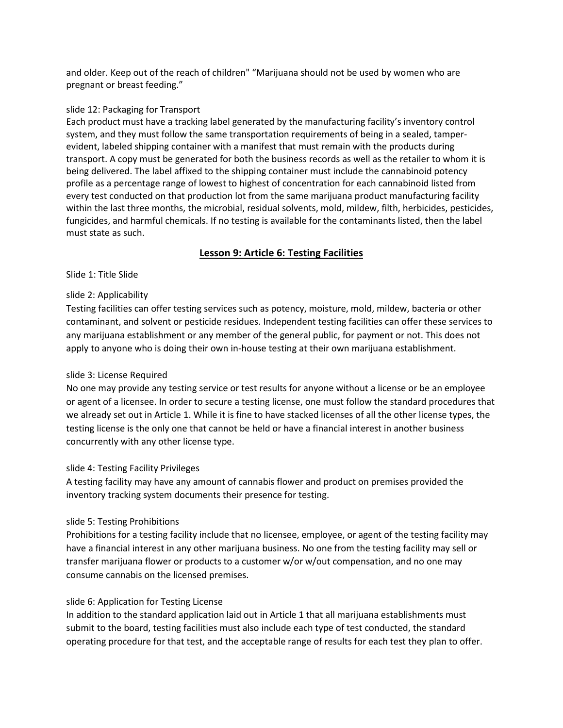and older. Keep out of the reach of children" "Marijuana should not be used by women who are pregnant or breast feeding."

slide 12: Packaging for Transport
Each product must have a tracking label generated by the manufacturing facility's inventory control system, and they must follow the same transportation requirements of being in a sealed, tamper-evident, labeled shipping container with a manifest that must remain with the products during transport. A copy must be generated for both the business records as well as the retailer to whom it is being delivered. The label affixed to the shipping container must include the cannabinoid potency profile as a percentage range of lowest to highest of concentration for each cannabinoid listed from every test conducted on that production lot from the same marijuana product manufacturing facility within the last three months, the microbial, residual solvents, mold, mildew, filth, herbicides, pesticides, fungicides, and harmful chemicals. If no testing is available for the contaminants listed, then the label must state as such.

## Lesson 9: Article 6: Testing Facilities

Slide 1: Title Slide

slide 2: Applicability
Testing facilities can offer testing services such as potency, moisture, mold, mildew, bacteria or other contaminant, and solvent or pesticide residues. Independent testing facilities can offer these services to any marijuana establishment or any member of the general public, for payment or not. This does not apply to anyone who is doing their own in-house testing at their own marijuana establishment.

slide 3: License Required
No one may provide any testing service or test results for anyone without a license or be an employee or agent of a licensee. In order to secure a testing license, one must follow the standard procedures that we already set out in Article 1. While it is fine to have stacked licenses of all the other license types, the testing license is the only one that cannot be held or have a financial interest in another business concurrently with any other license type.

slide 4: Testing Facility Privileges
A testing facility may have any amount of cannabis flower and product on premises provided the inventory tracking system documents their presence for testing.

slide 5: Testing Prohibitions
Prohibitions for a testing facility include that no licensee, employee, or agent of the testing facility may have a financial interest in any other marijuana business. No one from the testing facility may sell or transfer marijuana flower or products to a customer w/or w/out compensation, and no one may consume cannabis on the licensed premises.

slide 6: Application for Testing License
In addition to the standard application laid out in Article 1 that all marijuana establishments must submit to the board, testing facilities must also include each type of test conducted, the standard operating procedure for that test, and the acceptable range of results for each test they plan to offer.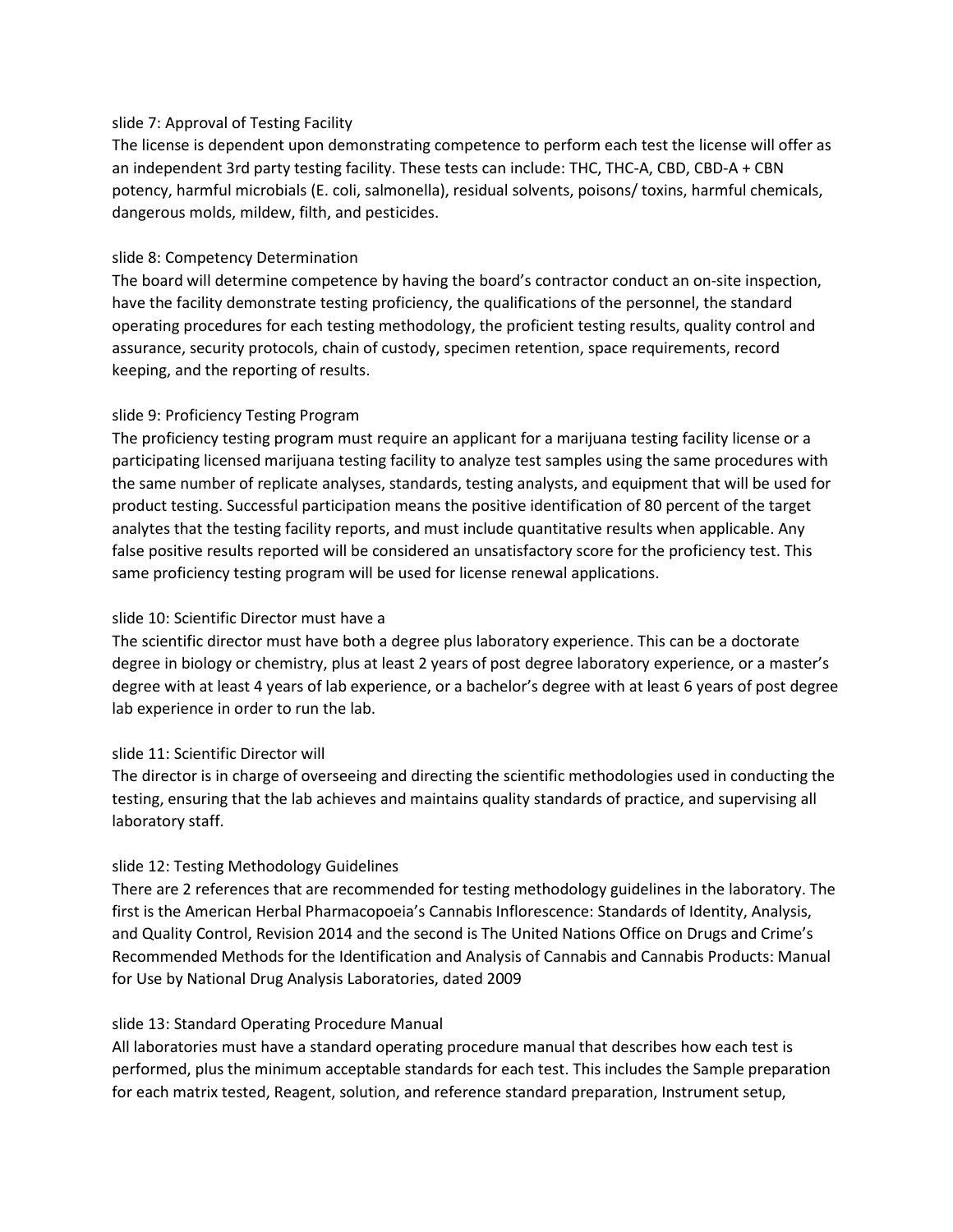slide 7: Approval of Testing Facility

The license is dependent upon demonstrating competence to perform each test the license will offer as an independent 3rd party testing facility. These tests can include: THC, THC-A, CBD, CBD-A + CBN potency, harmful microbials (E. coli, salmonella), residual solvents, poisons/ toxins, harmful chemicals, dangerous molds, mildew, filth, and pesticides.

slide 8: Competency Determination

The board will determine competence by having the board's contractor conduct an on-site inspection, have the facility demonstrate testing proficiency, the qualifications of the personnel, the standard operating procedures for each testing methodology, the proficient testing results, quality control and assurance, security protocols, chain of custody, specimen retention, space requirements, record keeping, and the reporting of results.

slide 9: Proficiency Testing Program

The proficiency testing program must require an applicant for a marijuana testing facility license or a participating licensed marijuana testing facility to analyze test samples using the same procedures with the same number of replicate analyses, standards, testing analysts, and equipment that will be used for product testing. Successful participation means the positive identification of 80 percent of the target analytes that the testing facility reports, and must include quantitative results when applicable. Any false positive results reported will be considered an unsatisfactory score for the proficiency test. This same proficiency testing program will be used for license renewal applications.

slide 10: Scientific Director must have a

The scientific director must have both a degree plus laboratory experience. This can be a doctorate degree in biology or chemistry, plus at least 2 years of post degree laboratory experience, or a master's degree with at least 4 years of lab experience, or a bachelor's degree with at least 6 years of post degree lab experience in order to run the lab.

slide 11: Scientific Director will

The director is in charge of overseeing and directing the scientific methodologies used in conducting the testing, ensuring that the lab achieves and maintains quality standards of practice, and supervising all laboratory staff.

slide 12: Testing Methodology Guidelines

There are 2 references that are recommended for testing methodology guidelines in the laboratory. The first is the American Herbal Pharmacopoeia's Cannabis Inflorescence: Standards of Identity, Analysis, and Quality Control, Revision 2014 and the second is The United Nations Office on Drugs and Crime's Recommended Methods for the Identification and Analysis of Cannabis and Cannabis Products: Manual for Use by National Drug Analysis Laboratories, dated 2009

slide 13: Standard Operating Procedure Manual

All laboratories must have a standard operating procedure manual that describes how each test is performed, plus the minimum acceptable standards for each test. This includes the Sample preparation for each matrix tested, Reagent, solution, and reference standard preparation, Instrument setup,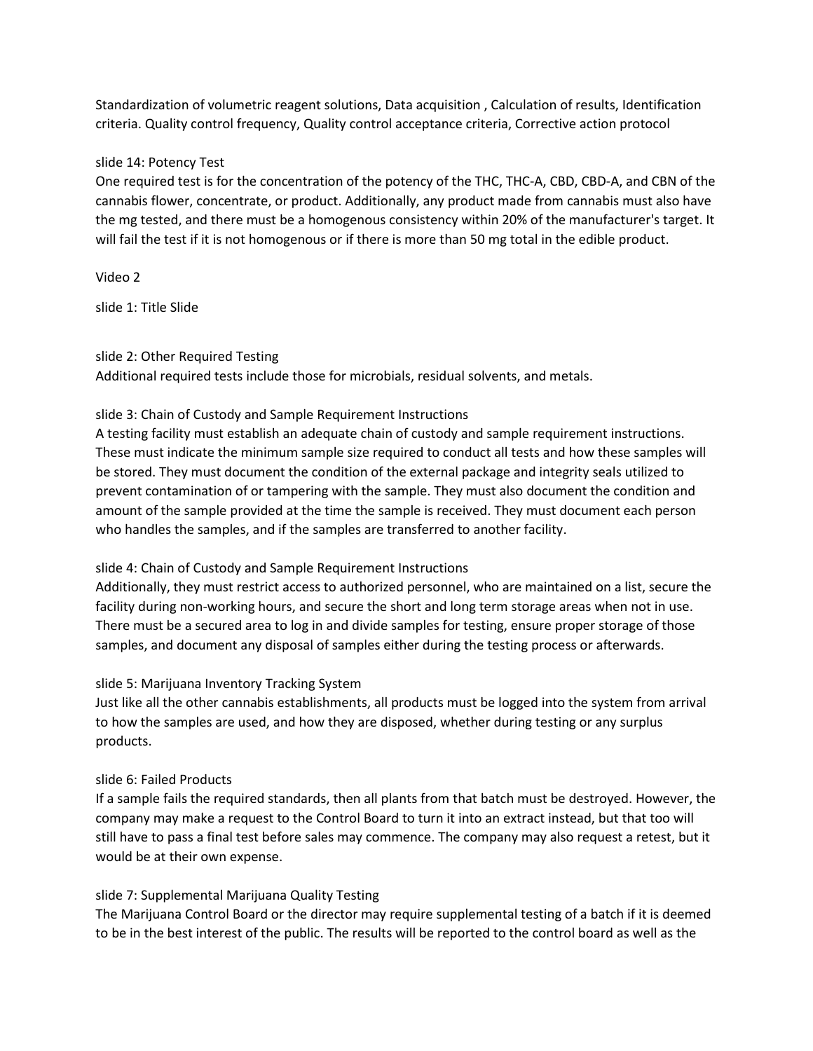Standardization of volumetric reagent solutions, Data acquisition , Calculation of results, Identification criteria. Quality control frequency, Quality control acceptance criteria, Corrective action protocol

slide 14: Potency Test

One required test is for the concentration of the potency of the THC, THC-A, CBD, CBD-A, and CBN of the cannabis flower, concentrate, or product. Additionally, any product made from cannabis must also have the mg tested, and there must be a homogenous consistency within 20% of the manufacturer's target. It will fail the test if it is not homogenous or if there is more than 50 mg total in the edible product.

Video 2

slide 1: Title Slide

slide 2: Other Required Testing

Additional required tests include those for microbials, residual solvents, and metals.

slide 3: Chain of Custody and Sample Requirement Instructions

A testing facility must establish an adequate chain of custody and sample requirement instructions. These must indicate the minimum sample size required to conduct all tests and how these samples will be stored. They must document the condition of the external package and integrity seals utilized to prevent contamination of or tampering with the sample. They must also document the condition and amount of the sample provided at the time the sample is received. They must document each person who handles the samples, and if the samples are transferred to another facility.

slide 4: Chain of Custody and Sample Requirement Instructions

Additionally, they must restrict access to authorized personnel, who are maintained on a list, secure the facility during non-working hours, and secure the short and long term storage areas when not in use. There must be a secured area to log in and divide samples for testing, ensure proper storage of those samples, and document any disposal of samples either during the testing process or afterwards.

slide 5: Marijuana Inventory Tracking System

Just like all the other cannabis establishments, all products must be logged into the system from arrival to how the samples are used, and how they are disposed, whether during testing or any surplus products.

slide 6: Failed Products

If a sample fails the required standards, then all plants from that batch must be destroyed. However, the company may make a request to the Control Board to turn it into an extract instead, but that too will still have to pass a final test before sales may commence. The company may also request a retest, but it would be at their own expense.

slide 7: Supplemental Marijuana Quality Testing

The Marijuana Control Board or the director may require supplemental testing of a batch if it is deemed to be in the best interest of the public. The results will be reported to the control board as well as the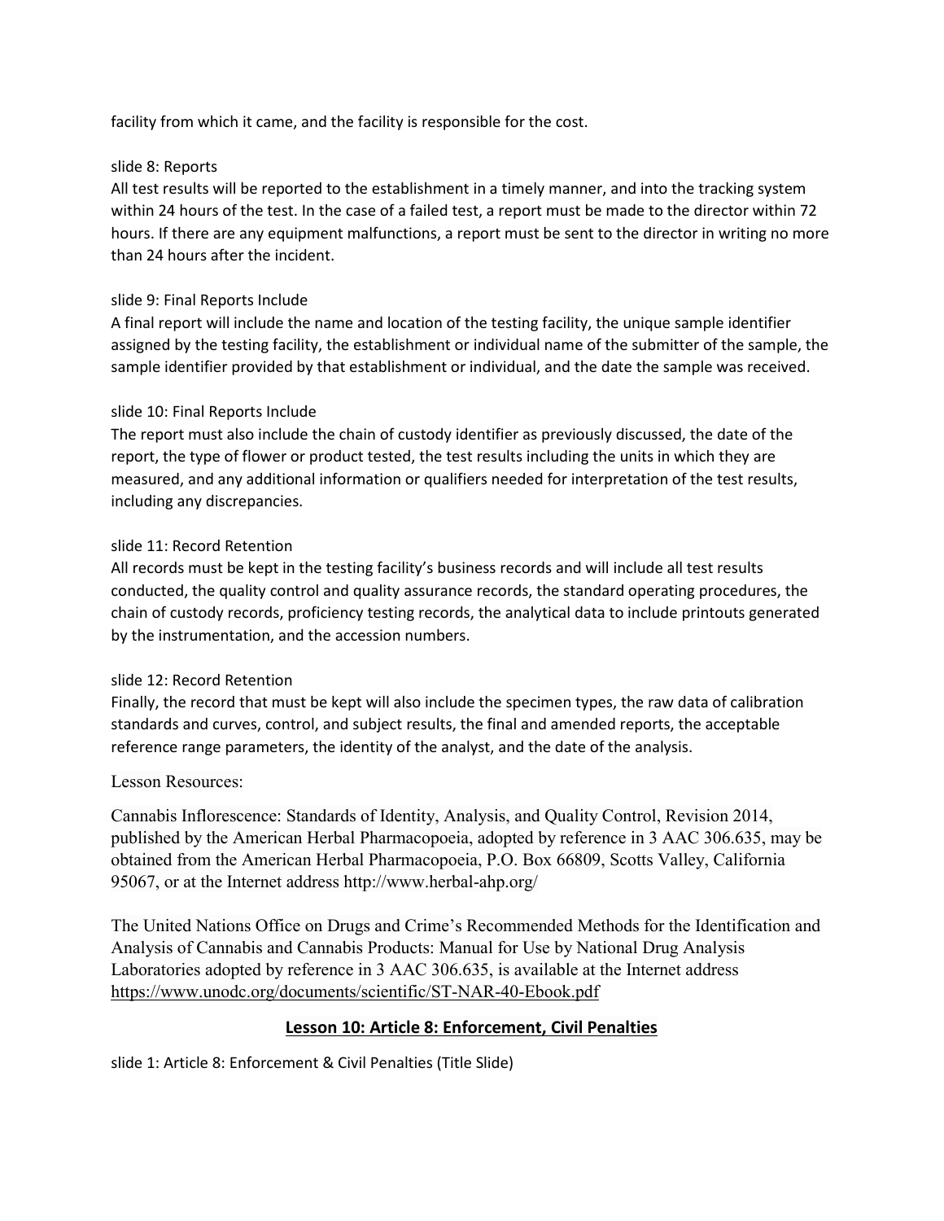facility from which it came, and the facility is responsible for the cost.

slide 8: Reports

All test results will be reported to the establishment in a timely manner, and into the tracking system within 24 hours of the test. In the case of a failed test, a report must be made to the director within 72 hours. If there are any equipment malfunctions, a report must be sent to the director in writing no more than 24 hours after the incident.

slide 9: Final Reports Include

A final report will include the name and location of the testing facility, the unique sample identifier assigned by the testing facility, the establishment or individual name of the submitter of the sample, the sample identifier provided by that establishment or individual, and the date the sample was received.

slide 10: Final Reports Include

The report must also include the chain of custody identifier as previously discussed, the date of the report, the type of flower or product tested, the test results including the units in which they are measured, and any additional information or qualifiers needed for interpretation of the test results, including any discrepancies.

slide 11: Record Retention

All records must be kept in the testing facility's business records and will include all test results conducted, the quality control and quality assurance records, the standard operating procedures, the chain of custody records, proficiency testing records, the analytical data to include printouts generated by the instrumentation, and the accession numbers.

slide 12: Record Retention

Finally, the record that must be kept will also include the specimen types, the raw data of calibration standards and curves, control, and subject results, the final and amended reports, the acceptable reference range parameters, the identity of the analyst, and the date of the analysis.

Lesson Resources:

Cannabis Inflorescence: Standards of Identity, Analysis, and Quality Control, Revision 2014, published by the American Herbal Pharmacopoeia, adopted by reference in 3 AAC 306.635, may be obtained from the American Herbal Pharmacopoeia, P.O. Box 66809, Scotts Valley, California 95067, or at the Internet address http://www.herbal-ahp.org/

The United Nations Office on Drugs and Crime's Recommended Methods for the Identification and Analysis of Cannabis and Cannabis Products: Manual for Use by National Drug Analysis Laboratories adopted by reference in 3 AAC 306.635, is available at the Internet address https://www.unodc.org/documents/scientific/ST-NAR-40-Ebook.pdf

## Lesson 10: Article 8: Enforcement, Civil Penalties

slide 1: Article 8: Enforcement & Civil Penalties (Title Slide)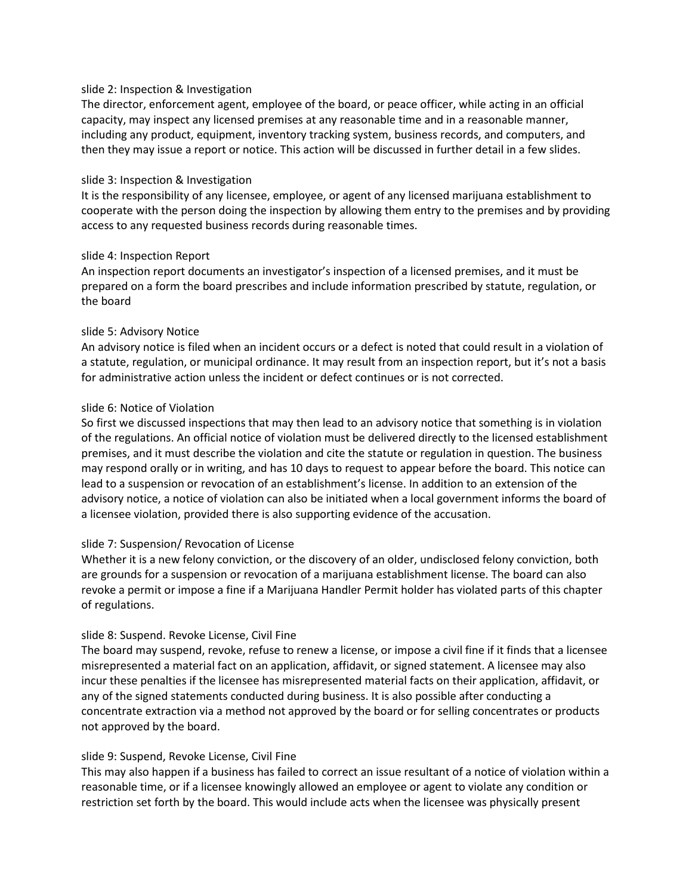slide 2: Inspection & Investigation

The director, enforcement agent, employee of the board, or peace officer, while acting in an official capacity, may inspect any licensed premises at any reasonable time and in a reasonable manner, including any product, equipment, inventory tracking system, business records, and computers, and then they may issue a report or notice. This action will be discussed in further detail in a few slides.

slide 3: Inspection & Investigation

It is the responsibility of any licensee, employee, or agent of any licensed marijuana establishment to cooperate with the person doing the inspection by allowing them entry to the premises and by providing access to any requested business records during reasonable times.

slide 4: Inspection Report

An inspection report documents an investigator's inspection of a licensed premises, and it must be prepared on a form the board prescribes and include information prescribed by statute, regulation, or the board

slide 5: Advisory Notice

An advisory notice is filed when an incident occurs or a defect is noted that could result in a violation of a statute, regulation, or municipal ordinance. It may result from an inspection report, but it's not a basis for administrative action unless the incident or defect continues or is not corrected.

slide 6: Notice of Violation

So first we discussed inspections that may then lead to an advisory notice that something is in violation of the regulations. An official notice of violation must be delivered directly to the licensed establishment premises, and it must describe the violation and cite the statute or regulation in question. The business may respond orally or in writing, and has 10 days to request to appear before the board. This notice can lead to a suspension or revocation of an establishment's license. In addition to an extension of the advisory notice, a notice of violation can also be initiated when a local government informs the board of a licensee violation, provided there is also supporting evidence of the accusation.

slide 7: Suspension/ Revocation of License

Whether it is a new felony conviction, or the discovery of an older, undisclosed felony conviction, both are grounds for a suspension or revocation of a marijuana establishment license. The board can also revoke a permit or impose a fine if a Marijuana Handler Permit holder has violated parts of this chapter of regulations.

slide 8: Suspend. Revoke License, Civil Fine

The board may suspend, revoke, refuse to renew a license, or impose a civil fine if it finds that a licensee misrepresented a material fact on an application, affidavit, or signed statement. A licensee may also incur these penalties if the licensee has misrepresented material facts on their application, affidavit, or any of the signed statements conducted during business. It is also possible after conducting a concentrate extraction via a method not approved by the board or for selling concentrates or products not approved by the board.

slide 9: Suspend, Revoke License, Civil Fine

This may also happen if a business has failed to correct an issue resultant of a notice of violation within a reasonable time, or if a licensee knowingly allowed an employee or agent to violate any condition or restriction set forth by the board. This would include acts when the licensee was physically present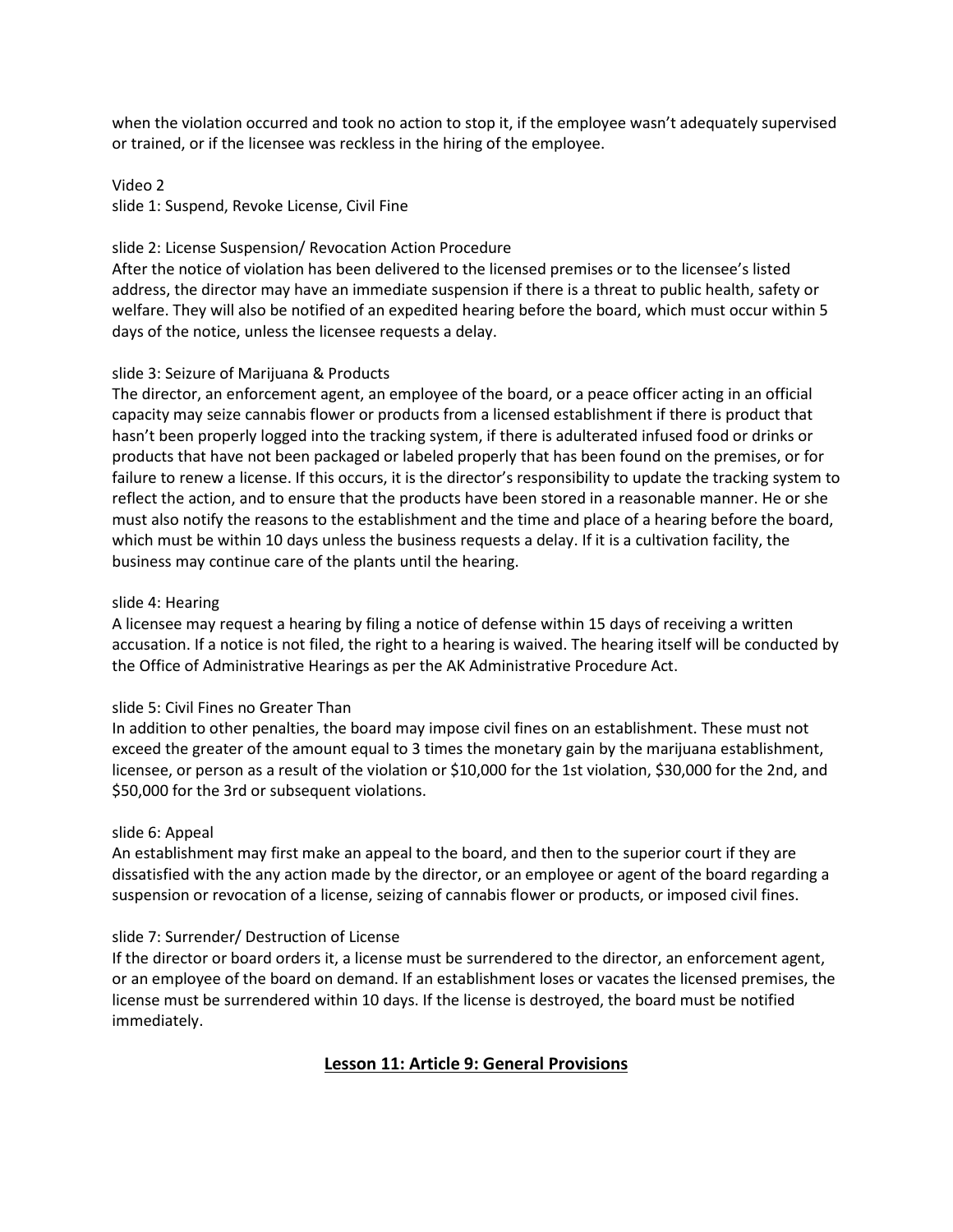when the violation occurred and took no action to stop it, if the employee wasn't adequately supervised or trained, or if the licensee was reckless in the hiring of the employee.

Video 2
slide 1: Suspend, Revoke License, Civil Fine

slide 2: License Suspension/ Revocation Action Procedure
After the notice of violation has been delivered to the licensed premises or to the licensee's listed address, the director may have an immediate suspension if there is a threat to public health, safety or welfare. They will also be notified of an expedited hearing before the board, which must occur within 5 days of the notice, unless the licensee requests a delay.

slide 3: Seizure of Marijuana & Products
The director, an enforcement agent, an employee of the board, or a peace officer acting in an official capacity may seize cannabis flower or products from a licensed establishment if there is product that hasn't been properly logged into the tracking system, if there is adulterated infused food or drinks or products that have not been packaged or labeled properly that has been found on the premises, or for failure to renew a license. If this occurs, it is the director's responsibility to update the tracking system to reflect the action, and to ensure that the products have been stored in a reasonable manner. He or she must also notify the reasons to the establishment and the time and place of a hearing before the board, which must be within 10 days unless the business requests a delay. If it is a cultivation facility, the business may continue care of the plants until the hearing.

slide 4: Hearing
A licensee may request a hearing by filing a notice of defense within 15 days of receiving a written accusation. If a notice is not filed, the right to a hearing is waived. The hearing itself will be conducted by the Office of Administrative Hearings as per the AK Administrative Procedure Act.

slide 5: Civil Fines no Greater Than
In addition to other penalties, the board may impose civil fines on an establishment. These must not exceed the greater of the amount equal to 3 times the monetary gain by the marijuana establishment, licensee, or person as a result of the violation or $10,000 for the 1st violation, $30,000 for the 2nd, and $50,000 for the 3rd or subsequent violations.

slide 6: Appeal
An establishment may first make an appeal to the board, and then to the superior court if they are dissatisfied with the any action made by the director, or an employee or agent of the board regarding a suspension or revocation of a license, seizing of cannabis flower or products, or imposed civil fines.

slide 7: Surrender/ Destruction of License
If the director or board orders it, a license must be surrendered to the director, an enforcement agent, or an employee of the board on demand. If an establishment loses or vacates the licensed premises, the license must be surrendered within 10 days. If the license is destroyed, the board must be notified immediately.

## <u>Lesson 11: Article 9: General Provisions</u>